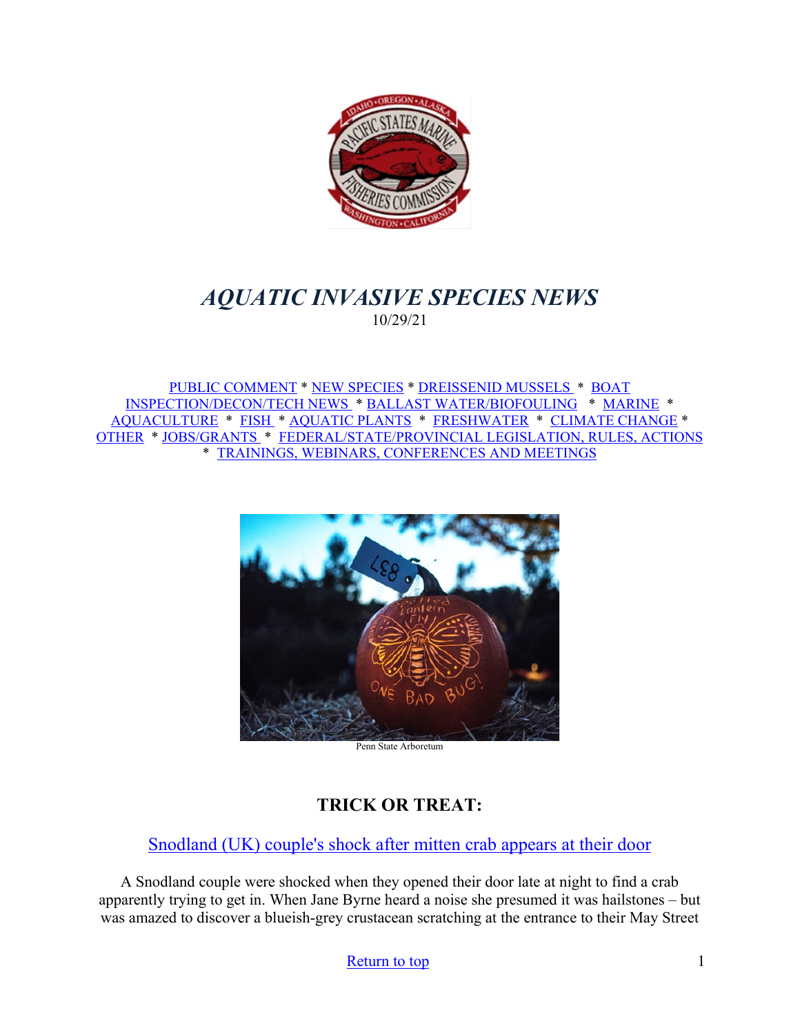# *AQUATIC INVASIVE SPECIES NEWS*

10/29/21

PUBLIC COMMENT * NEW SPECIES * DREISSENID MUSSELS * BOAT INSPECTION/DECON/TECH NEWS * BALLAST WATER/BIOFOULING * MARINE * AQUACULTURE * FISH * AQUATIC PLANTS * FRESHWATER * CLIMATE CHANGE * OTHER * JOBS/GRANTS * FEDERAL/STATE/PROVINCIAL LEGISLATION, RULES, ACTIONS * TRAININGS, WEBINARS, CONFERENCES AND MEETINGS

Penn State Arboretum

## TRICK OR TREAT:

### Snodland (UK) couple's shock after mitten crab appears at their door

A Snodland couple were shocked when they opened their door late at night to find a crab apparently trying to get in. When Jane Byrne heard a noise she presumed it was hailstones – but was amazed to discover a blueish-grey crustacean scratching at the entrance to their May Street

Return to top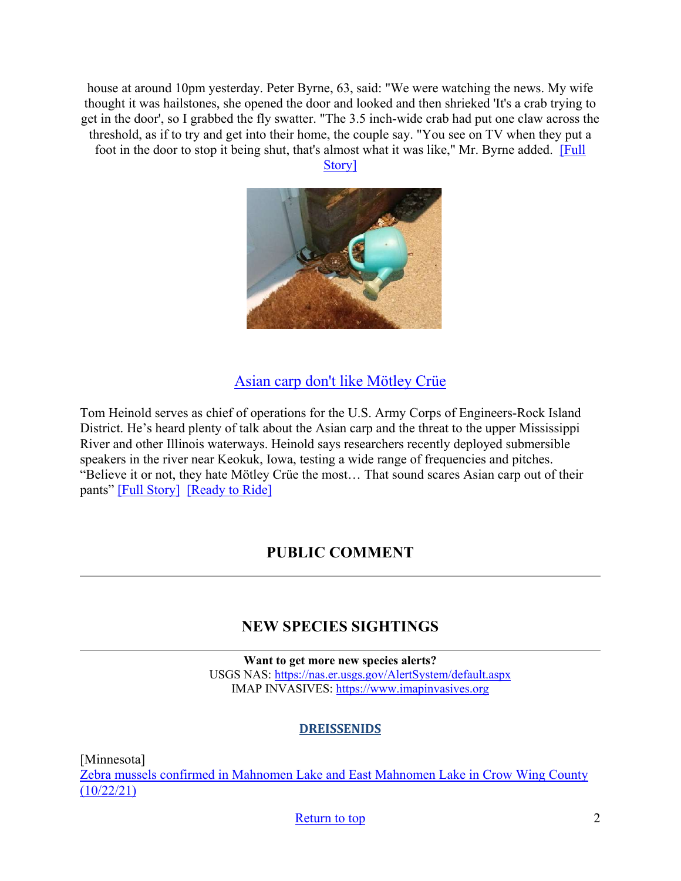house at around 10pm yesterday. Peter Byrne, 63, said: "We were watching the news. My wife thought it was hailstones, she opened the door and looked and then shrieked 'It's a crab trying to get in the door', so I grabbed the fly swatter. "The 3.5 inch-wide crab had put one claw across the threshold, as if to try and get into their home, the couple say. "You see on TV when they put a foot in the door to stop it being shut, that's almost what it was like," Mr. Byrne added. [Full Story]

## Asian carp don't like Mötley Crüe

Tom Heinold serves as chief of operations for the U.S. Army Corps of Engineers-Rock Island District. He's heard plenty of talk about the Asian carp and the threat to the upper Mississippi River and other Illinois waterways. Heinold says researchers recently deployed submersible speakers in the river near Keokuk, Iowa, testing a wide range of frequencies and pitches. "Believe it or not, they hate Mötley Crüe the most… That sound scares Asian carp out of their pants" [Full Story] [Ready to Ride]

## PUBLIC COMMENT

---

## NEW SPECIES SIGHTINGS

---

**Want to get more new species alerts?**
USGS NAS: https://nas.er.usgs.gov/AlertSystem/default.aspx
IMAP INVASIVES: https://www.imapinvasives.org

### DREISSENIDS

[Minnesota]
Zebra mussels confirmed in Mahnomen Lake and East Mahnomen Lake in Crow Wing County (10/22/21)

Return to top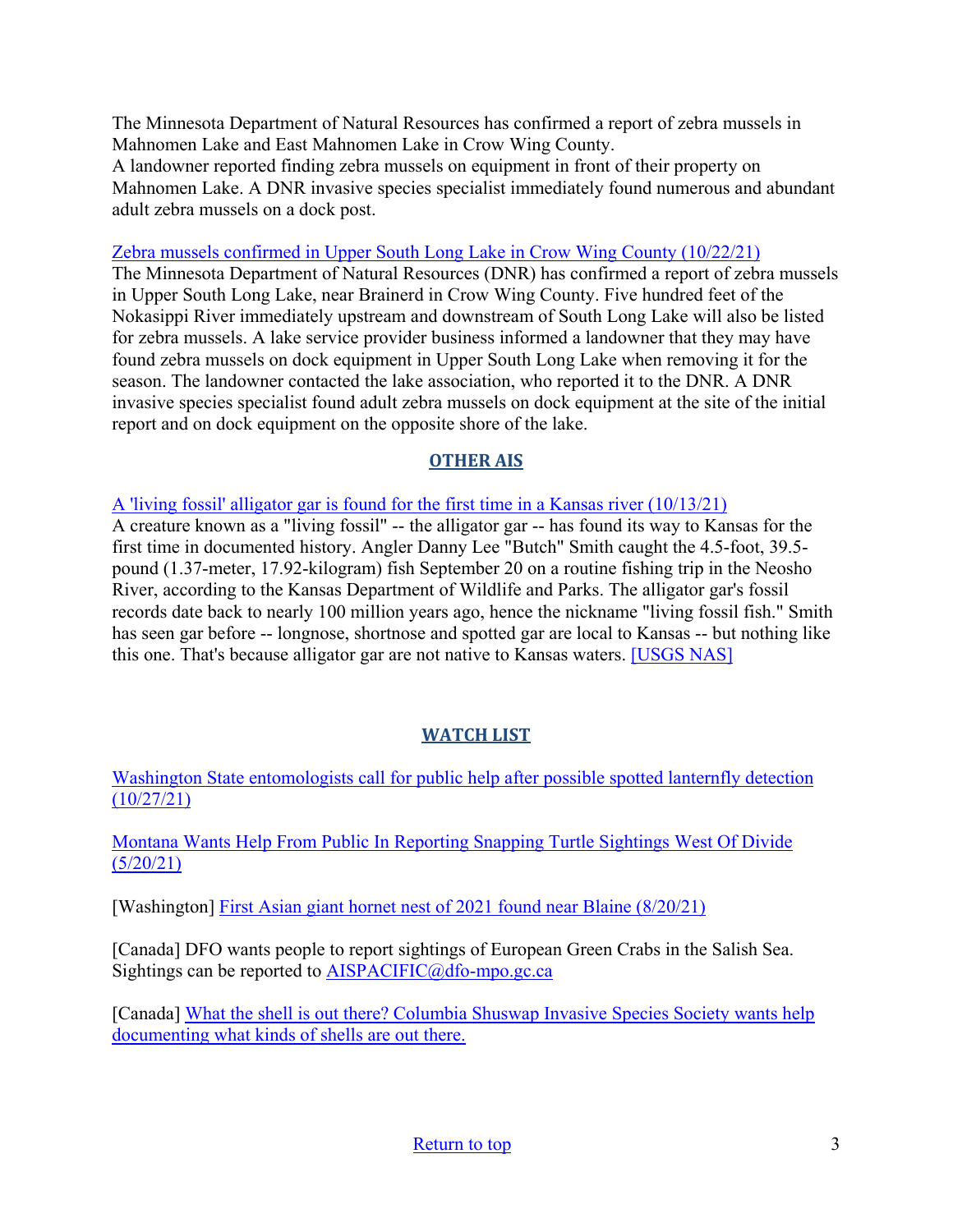The Minnesota Department of Natural Resources has confirmed a report of zebra mussels in Mahnomen Lake and East Mahnomen Lake in Crow Wing County.
A landowner reported finding zebra mussels on equipment in front of their property on Mahnomen Lake. A DNR invasive species specialist immediately found numerous and abundant adult zebra mussels on a dock post.

[Zebra mussels confirmed in Upper South Long Lake in Crow Wing County (10/22/21)]
The Minnesota Department of Natural Resources (DNR) has confirmed a report of zebra mussels in Upper South Long Lake, near Brainerd in Crow Wing County. Five hundred feet of the Nokasippi River immediately upstream and downstream of South Long Lake will also be listed for zebra mussels. A lake service provider business informed a landowner that they may have found zebra mussels on dock equipment in Upper South Long Lake when removing it for the season. The landowner contacted the lake association, who reported it to the DNR. A DNR invasive species specialist found adult zebra mussels on dock equipment at the site of the initial report and on dock equipment on the opposite shore of the lake.

## OTHER AIS

[A 'living fossil' alligator gar is found for the first time in a Kansas river (10/13/21)]
A creature known as a "living fossil" -- the alligator gar -- has found its way to Kansas for the first time in documented history. Angler Danny Lee "Butch" Smith caught the 4.5-foot, 39.5-pound (1.37-meter, 17.92-kilogram) fish September 20 on a routine fishing trip in the Neosho River, according to the Kansas Department of Wildlife and Parks. The alligator gar's fossil records date back to nearly 100 million years ago, hence the nickname "living fossil fish." Smith has seen gar before -- longnose, shortnose and spotted gar are local to Kansas -- but nothing like this one. That's because alligator gar are not native to Kansas waters. [USGS NAS]

## WATCH LIST

[Washington State entomologists call for public help after possible spotted lanternfly detection (10/27/21)]

[Montana Wants Help From Public In Reporting Snapping Turtle Sightings West Of Divide (5/20/21)]

[Washington] [First Asian giant hornet nest of 2021 found near Blaine (8/20/21)]

[Canada] DFO wants people to report sightings of European Green Crabs in the Salish Sea. Sightings can be reported to AISPACIFIC@dfo-mpo.gc.ca

[Canada] [What the shell is out there? Columbia Shuswap Invasive Species Society wants help documenting what kinds of shells are out there.]

Return to top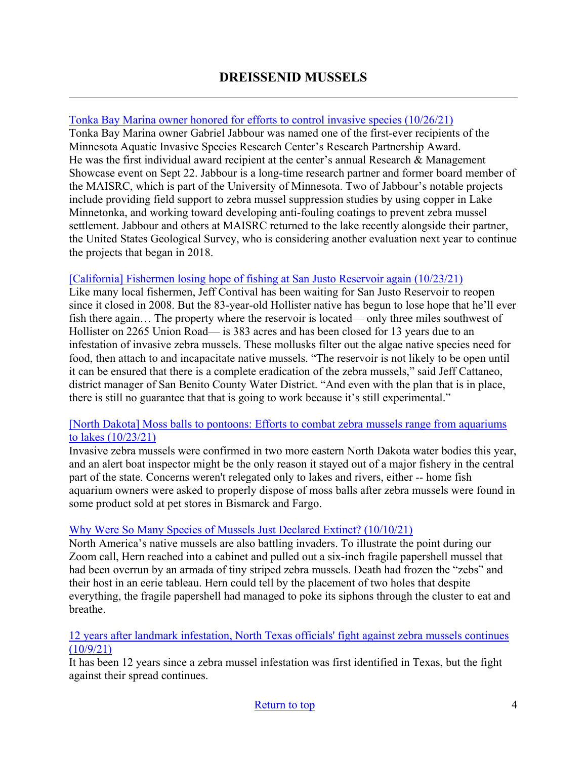# DREISSENID MUSSELS

Tonka Bay Marina owner honored for efforts to control invasive species (10/26/21)
Tonka Bay Marina owner Gabriel Jabbour was named one of the first-ever recipients of the Minnesota Aquatic Invasive Species Research Center's Research Partnership Award. He was the first individual award recipient at the center's annual Research & Management Showcase event on Sept 22. Jabbour is a long-time research partner and former board member of the MAISRC, which is part of the University of Minnesota. Two of Jabbour's notable projects include providing field support to zebra mussel suppression studies by using copper in Lake Minnetonka, and working toward developing anti-fouling coatings to prevent zebra mussel settlement. Jabbour and others at MAISRC returned to the lake recently alongside their partner, the United States Geological Survey, who is considering another evaluation next year to continue the projects that began in 2018.

[California] Fishermen losing hope of fishing at San Justo Reservoir again (10/23/21)
Like many local fishermen, Jeff Contival has been waiting for San Justo Reservoir to reopen since it closed in 2008. But the 83-year-old Hollister native has begun to lose hope that he'll ever fish there again… The property where the reservoir is located— only three miles southwest of Hollister on 2265 Union Road— is 383 acres and has been closed for 13 years due to an infestation of invasive zebra mussels. These mollusks filter out the algae native species need for food, then attach to and incapacitate native mussels. "The reservoir is not likely to be open until it can be ensured that there is a complete eradication of the zebra mussels," said Jeff Cattaneo, district manager of San Benito County Water District. "And even with the plan that is in place, there is still no guarantee that that is going to work because it's still experimental."

[North Dakota] Moss balls to pontoons: Efforts to combat zebra mussels range from aquariums to lakes (10/23/21)
Invasive zebra mussels were confirmed in two more eastern North Dakota water bodies this year, and an alert boat inspector might be the only reason it stayed out of a major fishery in the central part of the state. Concerns weren't relegated only to lakes and rivers, either -- home fish aquarium owners were asked to properly dispose of moss balls after zebra mussels were found in some product sold at pet stores in Bismarck and Fargo.

Why Were So Many Species of Mussels Just Declared Extinct? (10/10/21)
North America's native mussels are also battling invaders. To illustrate the point during our Zoom call, Hern reached into a cabinet and pulled out a six-inch fragile papershell mussel that had been overrun by an armada of tiny striped zebra mussels. Death had frozen the "zebs" and their host in an eerie tableau. Hern could tell by the placement of two holes that despite everything, the fragile papershell had managed to poke its siphons through the cluster to eat and breathe.

12 years after landmark infestation, North Texas officials' fight against zebra mussels continues (10/9/21)
It has been 12 years since a zebra mussel infestation was first identified in Texas, but the fight against their spread continues.

Return to top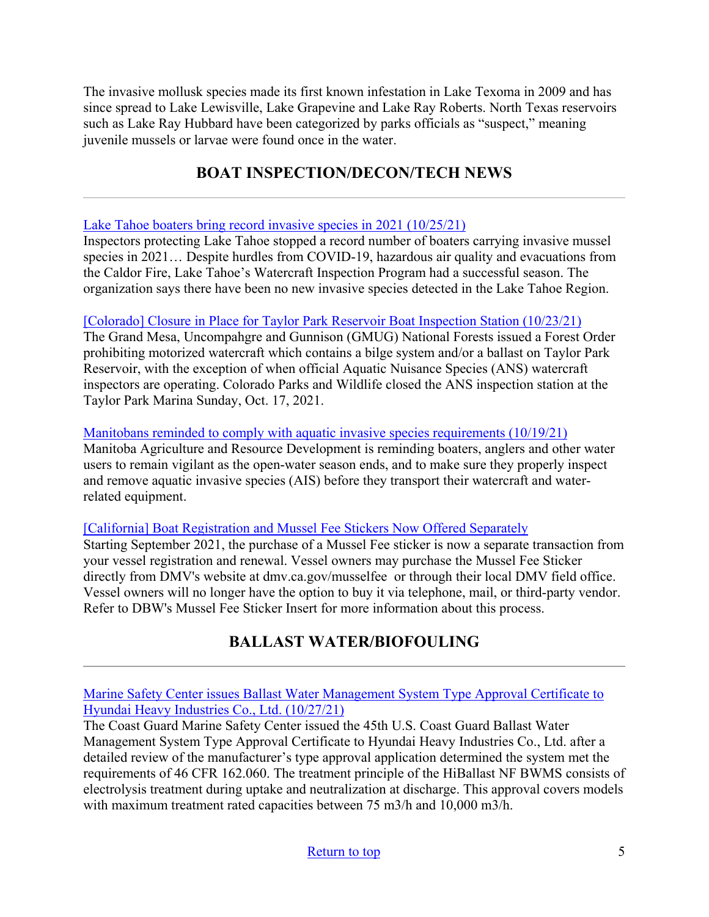The invasive mollusk species made its first known infestation in Lake Texoma in 2009 and has since spread to Lake Lewisville, Lake Grapevine and Lake Ray Roberts. North Texas reservoirs such as Lake Ray Hubbard have been categorized by parks officials as "suspect," meaning juvenile mussels or larvae were found once in the water.

## BOAT INSPECTION/DECON/TECH NEWS

---

Lake Tahoe boaters bring record invasive species in 2021 (10/25/21)
Inspectors protecting Lake Tahoe stopped a record number of boaters carrying invasive mussel species in 2021… Despite hurdles from COVID-19, hazardous air quality and evacuations from the Caldor Fire, Lake Tahoe's Watercraft Inspection Program had a successful season. The organization says there have been no new invasive species detected in the Lake Tahoe Region.

[Colorado] Closure in Place for Taylor Park Reservoir Boat Inspection Station (10/23/21)
The Grand Mesa, Uncompahgre and Gunnison (GMUG) National Forests issued a Forest Order prohibiting motorized watercraft which contains a bilge system and/or a ballast on Taylor Park Reservoir, with the exception of when official Aquatic Nuisance Species (ANS) watercraft inspectors are operating. Colorado Parks and Wildlife closed the ANS inspection station at the Taylor Park Marina Sunday, Oct. 17, 2021.

Manitobans reminded to comply with aquatic invasive species requirements (10/19/21)
Manitoba Agriculture and Resource Development is reminding boaters, anglers and other water users to remain vigilant as the open-water season ends, and to make sure they properly inspect and remove aquatic invasive species (AIS) before they transport their watercraft and water-related equipment.

[California] Boat Registration and Mussel Fee Stickers Now Offered Separately
Starting September 2021, the purchase of a Mussel Fee sticker is now a separate transaction from your vessel registration and renewal. Vessel owners may purchase the Mussel Fee Sticker directly from DMV's website at dmv.ca.gov/musselfee or through their local DMV field office. Vessel owners will no longer have the option to buy it via telephone, mail, or third-party vendor. Refer to DBW's Mussel Fee Sticker Insert for more information about this process.

## BALLAST WATER/BIOFOULING

---

Marine Safety Center issues Ballast Water Management System Type Approval Certificate to Hyundai Heavy Industries Co., Ltd. (10/27/21)
The Coast Guard Marine Safety Center issued the 45th U.S. Coast Guard Ballast Water Management System Type Approval Certificate to Hyundai Heavy Industries Co., Ltd. after a detailed review of the manufacturer's type approval application determined the system met the requirements of 46 CFR 162.060. The treatment principle of the HiBallast NF BWMS consists of electrolysis treatment during uptake and neutralization at discharge. This approval covers models with maximum treatment rated capacities between 75 m3/h and 10,000 m3/h.

Return to top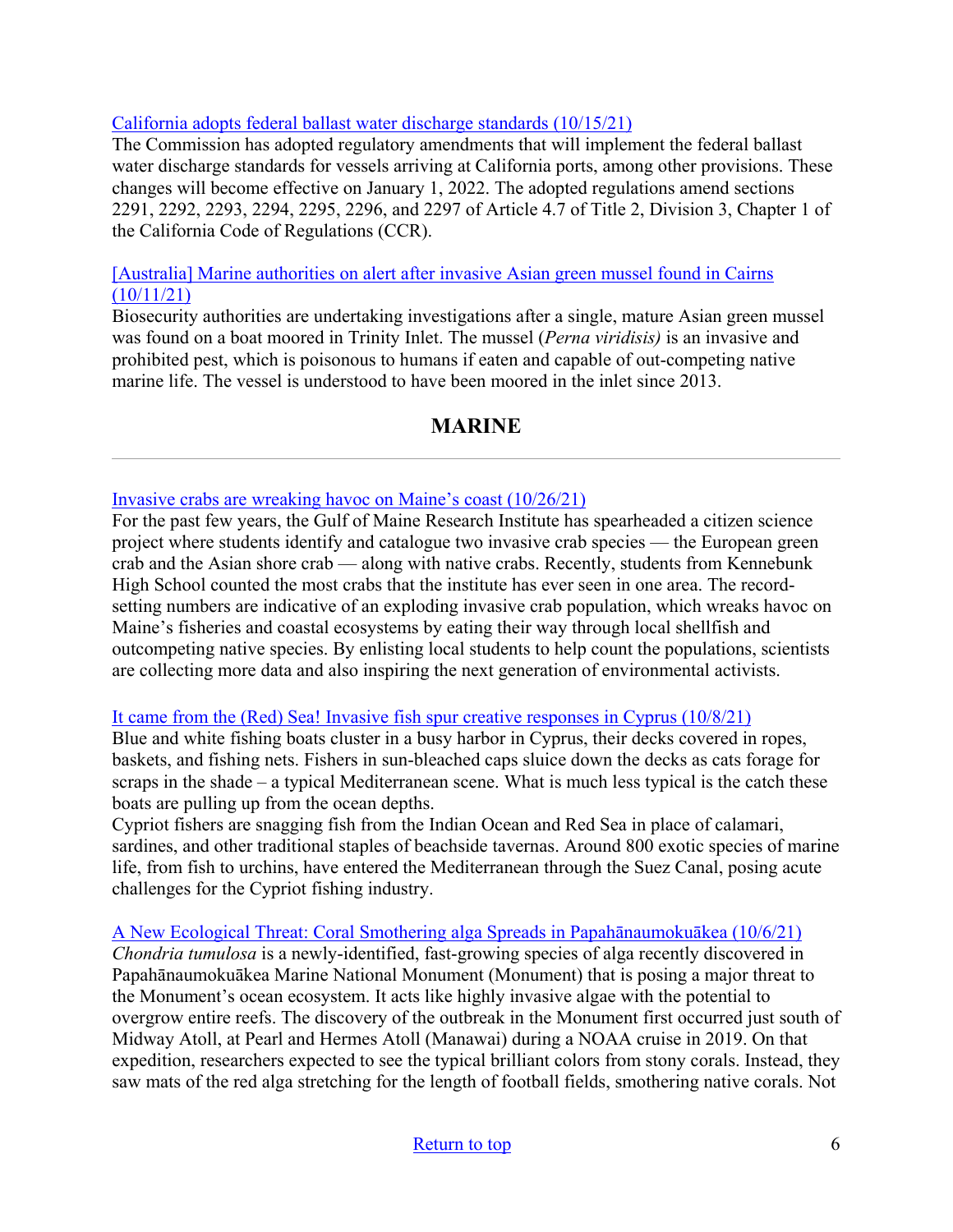[California adopts federal ballast water discharge standards (10/15/21)]
The Commission has adopted regulatory amendments that will implement the federal ballast water discharge standards for vessels arriving at California ports, among other provisions. These changes will become effective on January 1, 2022. The adopted regulations amend sections 2291, 2292, 2293, 2294, 2295, 2296, and 2297 of Article 4.7 of Title 2, Division 3, Chapter 1 of the California Code of Regulations (CCR).

[[Australia] Marine authorities on alert after invasive Asian green mussel found in Cairns (10/11/21)]
Biosecurity authorities are undertaking investigations after a single, mature Asian green mussel was found on a boat moored in Trinity Inlet. The mussel (*Perna viridisis)* is an invasive and prohibited pest, which is poisonous to humans if eaten and capable of out-competing native marine life. The vessel is understood to have been moored in the inlet since 2013.

## MARINE

[Invasive crabs are wreaking havoc on Maine's coast (10/26/21)]
For the past few years, the Gulf of Maine Research Institute has spearheaded a citizen science project where students identify and catalogue two invasive crab species — the European green crab and the Asian shore crab — along with native crabs. Recently, students from Kennebunk High School counted the most crabs that the institute has ever seen in one area. The record-setting numbers are indicative of an exploding invasive crab population, which wreaks havoc on Maine's fisheries and coastal ecosystems by eating their way through local shellfish and outcompeting native species. By enlisting local students to help count the populations, scientists are collecting more data and also inspiring the next generation of environmental activists.

[It came from the (Red) Sea! Invasive fish spur creative responses in Cyprus (10/8/21)]
Blue and white fishing boats cluster in a busy harbor in Cyprus, their decks covered in ropes, baskets, and fishing nets. Fishers in sun-bleached caps sluice down the decks as cats forage for scraps in the shade – a typical Mediterranean scene. What is much less typical is the catch these boats are pulling up from the ocean depths.
Cypriot fishers are snagging fish from the Indian Ocean and Red Sea in place of calamari, sardines, and other traditional staples of beachside tavernas. Around 800 exotic species of marine life, from fish to urchins, have entered the Mediterranean through the Suez Canal, posing acute challenges for the Cypriot fishing industry.

[A New Ecological Threat: Coral Smothering alga Spreads in Papahānaumokuākea (10/6/21)]
*Chondria tumulosa* is a newly-identified, fast-growing species of alga recently discovered in Papahānaumokuākea Marine National Monument (Monument) that is posing a major threat to the Monument's ocean ecosystem. It acts like highly invasive algae with the potential to overgrow entire reefs. The discovery of the outbreak in the Monument first occurred just south of Midway Atoll, at Pearl and Hermes Atoll (Manawai) during a NOAA cruise in 2019. On that expedition, researchers expected to see the typical brilliant colors from stony corals. Instead, they saw mats of the red alga stretching for the length of football fields, smothering native corals. Not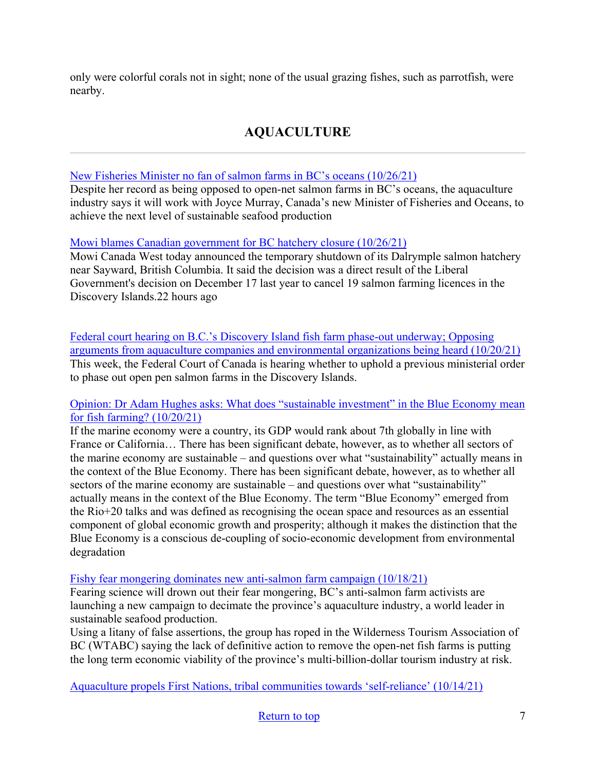only were colorful corals not in sight; none of the usual grazing fishes, such as parrotfish, were nearby.

## AQUACULTURE

---

[New Fisheries Minister no fan of salmon farms in BC's oceans (10/26/21)]
Despite her record as being opposed to open-net salmon farms in BC's oceans, the aquaculture industry says it will work with Joyce Murray, Canada's new Minister of Fisheries and Oceans, to achieve the next level of sustainable seafood production

[Mowi blames Canadian government for BC hatchery closure (10/26/21)]
Mowi Canada West today announced the temporary shutdown of its Dalrymple salmon hatchery near Sayward, British Columbia. It said the decision was a direct result of the Liberal Government's decision on December 17 last year to cancel 19 salmon farming licences in the Discovery Islands.22 hours ago

[Federal court hearing on B.C.'s Discovery Island fish farm phase-out underway; Opposing arguments from aquaculture companies and environmental organizations being heard (10/20/21)]
This week, the Federal Court of Canada is hearing whether to uphold a previous ministerial order to phase out open pen salmon farms in the Discovery Islands.

[Opinion: Dr Adam Hughes asks: What does "sustainable investment" in the Blue Economy mean for fish farming? (10/20/21)]
If the marine economy were a country, its GDP would rank about 7th globally in line with France or California… There has been significant debate, however, as to whether all sectors of the marine economy are sustainable – and questions over what "sustainability" actually means in the context of the Blue Economy. There has been significant debate, however, as to whether all sectors of the marine economy are sustainable – and questions over what "sustainability" actually means in the context of the Blue Economy. The term "Blue Economy" emerged from the Rio+20 talks and was defined as recognising the ocean space and resources as an essential component of global economic growth and prosperity; although it makes the distinction that the Blue Economy is a conscious de-coupling of socio-economic development from environmental degradation

[Fishy fear mongering dominates new anti-salmon farm campaign (10/18/21)]
Fearing science will drown out their fear mongering, BC's anti-salmon farm activists are launching a new campaign to decimate the province's aquaculture industry, a world leader in sustainable seafood production.
Using a litany of false assertions, the group has roped in the Wilderness Tourism Association of BC (WTABC) saying the lack of definitive action to remove the open-net fish farms is putting the long term economic viability of the province's multi-billion-dollar tourism industry at risk.

[Aquaculture propels First Nations, tribal communities towards 'self-reliance' (10/14/21)]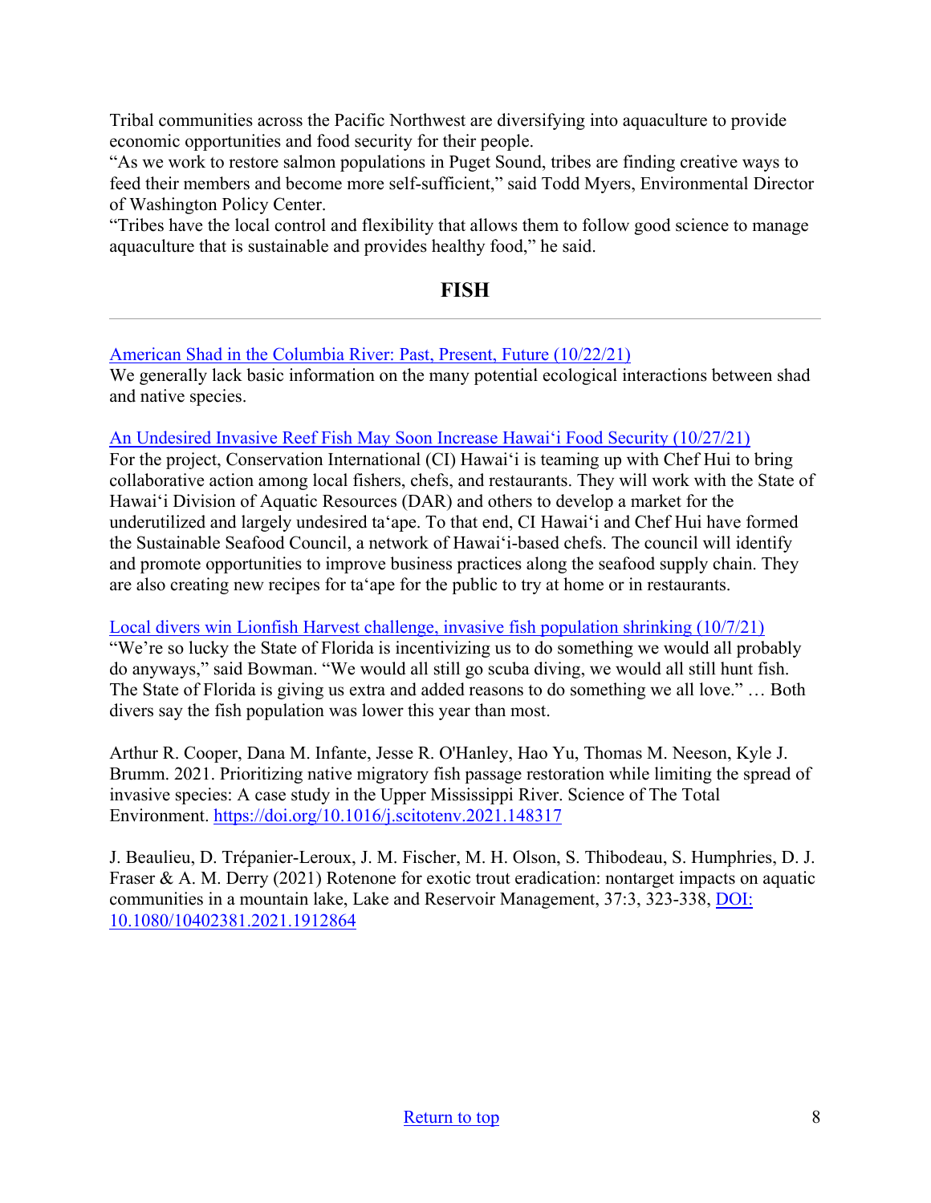Tribal communities across the Pacific Northwest are diversifying into aquaculture to provide economic opportunities and food security for their people.
"As we work to restore salmon populations in Puget Sound, tribes are finding creative ways to feed their members and become more self-sufficient," said Todd Myers, Environmental Director of Washington Policy Center.
"Tribes have the local control and flexibility that allows them to follow good science to manage aquaculture that is sustainable and provides healthy food," he said.

## FISH

---

[American Shad in the Columbia River: Past, Present, Future (10/22/21)]
We generally lack basic information on the many potential ecological interactions between shad and native species.

[An Undesired Invasive Reef Fish May Soon Increase Hawai'i Food Security (10/27/21)]
For the project, Conservation International (CI) Hawai'i is teaming up with Chef Hui to bring collaborative action among local fishers, chefs, and restaurants. They will work with the State of Hawai'i Division of Aquatic Resources (DAR) and others to develop a market for the underutilized and largely undesired ta'ape. To that end, CI Hawai'i and Chef Hui have formed the Sustainable Seafood Council, a network of Hawai'i-based chefs. The council will identify and promote opportunities to improve business practices along the seafood supply chain. They are also creating new recipes for ta'ape for the public to try at home or in restaurants.

[Local divers win Lionfish Harvest challenge, invasive fish population shrinking (10/7/21)]
"We're so lucky the State of Florida is incentivizing us to do something we would all probably do anyways," said Bowman. "We would all still go scuba diving, we would all still hunt fish. The State of Florida is giving us extra and added reasons to do something we all love." … Both divers say the fish population was lower this year than most.

Arthur R. Cooper, Dana M. Infante, Jesse R. O'Hanley, Hao Yu, Thomas M. Neeson, Kyle J. Brumm. 2021. Prioritizing native migratory fish passage restoration while limiting the spread of invasive species: A case study in the Upper Mississippi River. Science of The Total Environment. https://doi.org/10.1016/j.scitotenv.2021.148317

J. Beaulieu, D. Trépanier-Leroux, J. M. Fischer, M. H. Olson, S. Thibodeau, S. Humphries, D. J. Fraser & A. M. Derry (2021) Rotenone for exotic trout eradication: nontarget impacts on aquatic communities in a mountain lake, Lake and Reservoir Management, 37:3, 323-338, DOI: 10.1080/10402381.2021.1912864

Return to top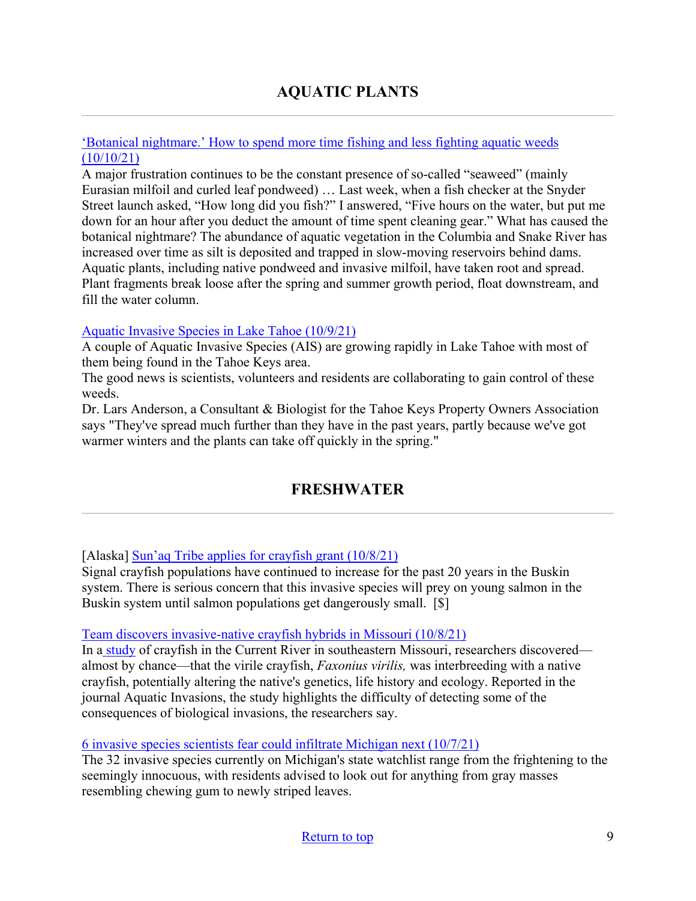## AQUATIC PLANTS

---

['Botanical nightmare.' How to spend more time fishing and less fighting aquatic weeds (10/10/21)]()
A major frustration continues to be the constant presence of so-called "seaweed" (mainly Eurasian milfoil and curled leaf pondweed) … Last week, when a fish checker at the Snyder Street launch asked, "How long did you fish?" I answered, "Five hours on the water, but put me down for an hour after you deduct the amount of time spent cleaning gear." What has caused the botanical nightmare? The abundance of aquatic vegetation in the Columbia and Snake River has increased over time as silt is deposited and trapped in slow-moving reservoirs behind dams. Aquatic plants, including native pondweed and invasive milfoil, have taken root and spread. Plant fragments break loose after the spring and summer growth period, float downstream, and fill the water column.

[Aquatic Invasive Species in Lake Tahoe (10/9/21)]()
A couple of Aquatic Invasive Species (AIS) are growing rapidly in Lake Tahoe with most of them being found in the Tahoe Keys area.
The good news is scientists, volunteers and residents are collaborating to gain control of these weeds.
Dr. Lars Anderson, a Consultant & Biologist for the Tahoe Keys Property Owners Association says "They've spread much further than they have in the past years, partly because we've got warmer winters and the plants can take off quickly in the spring."

## FRESHWATER

---

[Alaska] [Sun'aq Tribe applies for crayfish grant (10/8/21)]()
Signal crayfish populations have continued to increase for the past 20 years in the Buskin system. There is serious concern that this invasive species will prey on young salmon in the Buskin system until salmon populations get dangerously small. [$]

[Team discovers invasive-native crayfish hybrids in Missouri (10/8/21)]()
In a [study]() of crayfish in the Current River in southeastern Missouri, researchers discovered—almost by chance—that the virile crayfish, *Faxonius virilis,* was interbreeding with a native crayfish, potentially altering the native's genetics, life history and ecology. Reported in the journal Aquatic Invasions, the study highlights the difficulty of detecting some of the consequences of biological invasions, the researchers say.

[6 invasive species scientists fear could infiltrate Michigan next (10/7/21)]()
The 32 invasive species currently on Michigan's state watchlist range from the frightening to the seemingly innocuous, with residents advised to look out for anything from gray masses resembling chewing gum to newly striped leaves.

[Return to top]()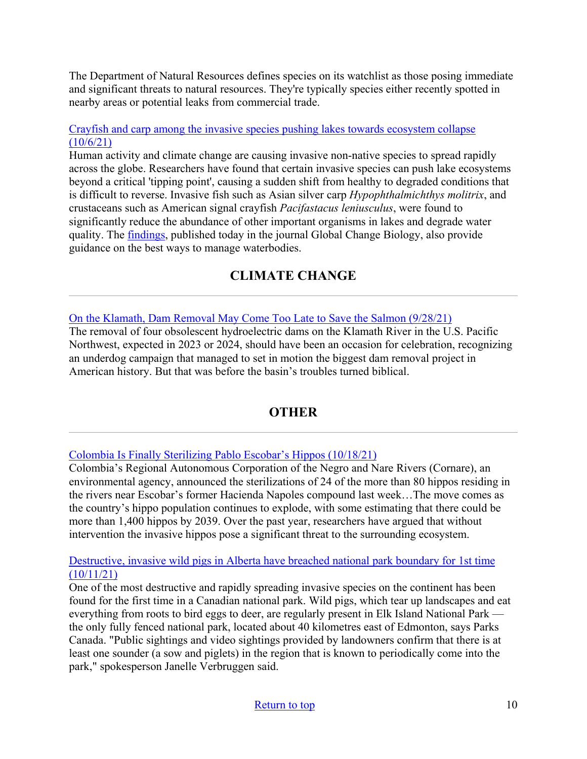The Department of Natural Resources defines species on its watchlist as those posing immediate and significant threats to natural resources. They're typically species either recently spotted in nearby areas or potential leaks from commercial trade.

[Crayfish and carp among the invasive species pushing lakes towards ecosystem collapse (10/6/21)]
Human activity and climate change are causing invasive non-native species to spread rapidly across the globe. Researchers have found that certain invasive species can push lake ecosystems beyond a critical 'tipping point', causing a sudden shift from healthy to degraded conditions that is difficult to reverse. Invasive fish such as Asian silver carp *Hypophthalmichthys molitrix*, and crustaceans such as American signal crayfish *Pacifastacus leniusculus*, were found to significantly reduce the abundance of other important organisms in lakes and degrade water quality. The [findings], published today in the journal Global Change Biology, also provide guidance on the best ways to manage waterbodies.

## CLIMATE CHANGE

---

[On the Klamath, Dam Removal May Come Too Late to Save the Salmon (9/28/21)]
The removal of four obsolescent hydroelectric dams on the Klamath River in the U.S. Pacific Northwest, expected in 2023 or 2024, should have been an occasion for celebration, recognizing an underdog campaign that managed to set in motion the biggest dam removal project in American history. But that was before the basin's troubles turned biblical.

## OTHER

---

[Colombia Is Finally Sterilizing Pablo Escobar's Hippos (10/18/21)]
Colombia's Regional Autonomous Corporation of the Negro and Nare Rivers (Cornare), an environmental agency, announced the sterilizations of 24 of the more than 80 hippos residing in the rivers near Escobar's former Hacienda Napoles compound last week…The move comes as the country's hippo population continues to explode, with some estimating that there could be more than 1,400 hippos by 2039. Over the past year, researchers have argued that without intervention the invasive hippos pose a significant threat to the surrounding ecosystem.

[Destructive, invasive wild pigs in Alberta have breached national park boundary for 1st time (10/11/21)]
One of the most destructive and rapidly spreading invasive species on the continent has been found for the first time in a Canadian national park. Wild pigs, which tear up landscapes and eat everything from roots to bird eggs to deer, are regularly present in Elk Island National Park — the only fully fenced national park, located about 40 kilometres east of Edmonton, says Parks Canada. "Public sightings and video sightings provided by landowners confirm that there is at least one sounder (a sow and piglets) in the region that is known to periodically come into the park," spokesperson Janelle Verbruggen said.

[Return to top]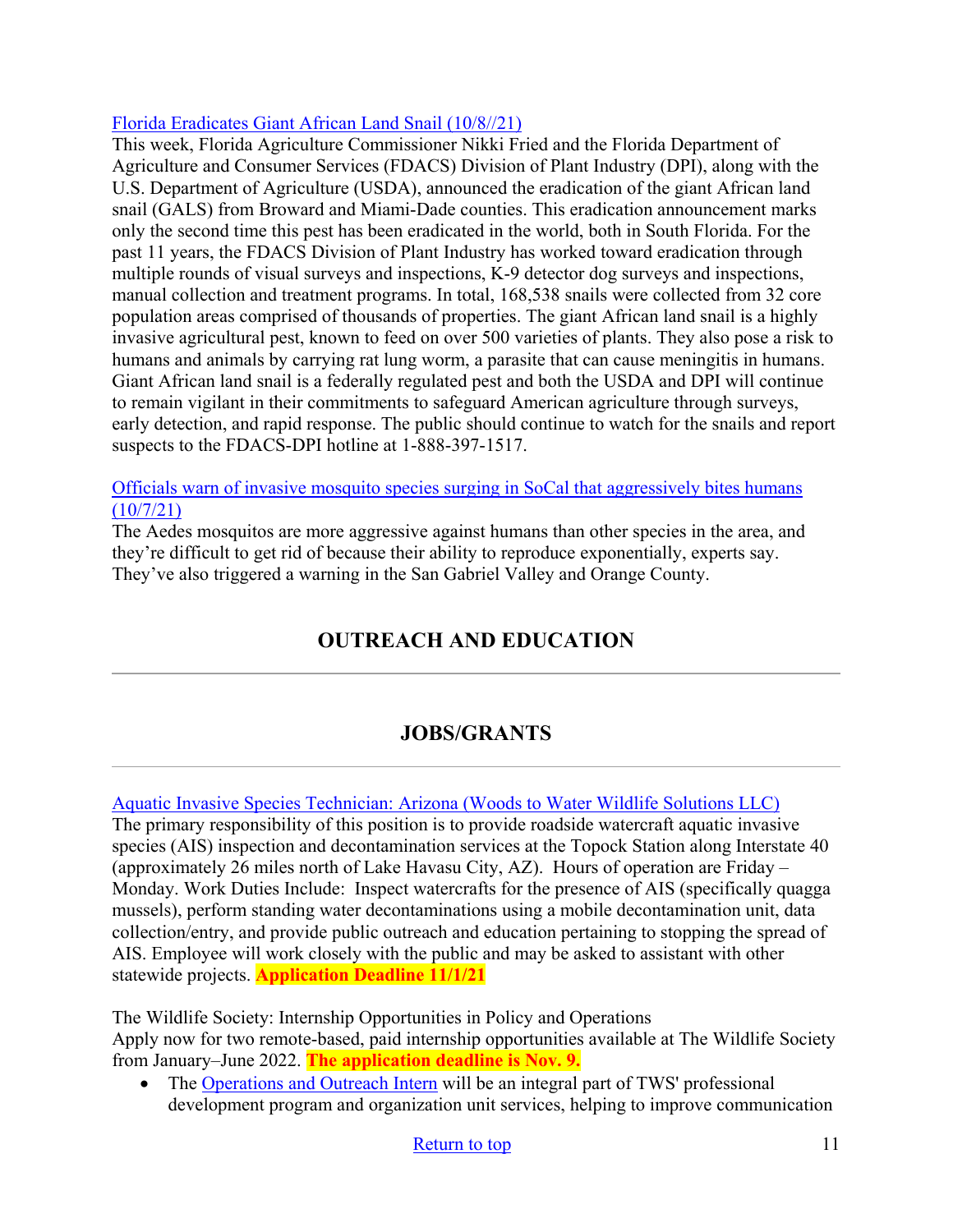[Florida Eradicates Giant African Land Snail (10/8//21)](#)
This week, Florida Agriculture Commissioner Nikki Fried and the Florida Department of Agriculture and Consumer Services (FDACS) Division of Plant Industry (DPI), along with the U.S. Department of Agriculture (USDA), announced the eradication of the giant African land snail (GALS) from Broward and Miami-Dade counties. This eradication announcement marks only the second time this pest has been eradicated in the world, both in South Florida. For the past 11 years, the FDACS Division of Plant Industry has worked toward eradication through multiple rounds of visual surveys and inspections, K-9 detector dog surveys and inspections, manual collection and treatment programs. In total, 168,538 snails were collected from 32 core population areas comprised of thousands of properties. The giant African land snail is a highly invasive agricultural pest, known to feed on over 500 varieties of plants. They also pose a risk to humans and animals by carrying rat lung worm, a parasite that can cause meningitis in humans. Giant African land snail is a federally regulated pest and both the USDA and DPI will continue to remain vigilant in their commitments to safeguard American agriculture through surveys, early detection, and rapid response. The public should continue to watch for the snails and report suspects to the FDACS-DPI hotline at 1-888-397-1517.

[Officials warn of invasive mosquito species surging in SoCal that aggressively bites humans (10/7/21)](#)
The Aedes mosquitos are more aggressive against humans than other species in the area, and they're difficult to get rid of because their ability to reproduce exponentially, experts say. They've also triggered a warning in the San Gabriel Valley and Orange County.

## OUTREACH AND EDUCATION

---

## JOBS/GRANTS

---

[Aquatic Invasive Species Technician: Arizona (Woods to Water Wildlife Solutions LLC)](#)
The primary responsibility of this position is to provide roadside watercraft aquatic invasive species (AIS) inspection and decontamination services at the Topock Station along Interstate 40 (approximately 26 miles north of Lake Havasu City, AZ). Hours of operation are Friday – Monday. Work Duties Include: Inspect watercrafts for the presence of AIS (specifically quagga mussels), perform standing water decontaminations using a mobile decontamination unit, data collection/entry, and provide public outreach and education pertaining to stopping the spread of AIS. Employee will work closely with the public and may be asked to assistant with other statewide projects. **Application Deadline 11/1/21**

The Wildlife Society: Internship Opportunities in Policy and Operations
Apply now for two remote-based, paid internship opportunities available at The Wildlife Society from January–June 2022. **The application deadline is Nov. 9.**

- The [Operations and Outreach Intern](#) will be an integral part of TWS' professional development program and organization unit services, helping to improve communication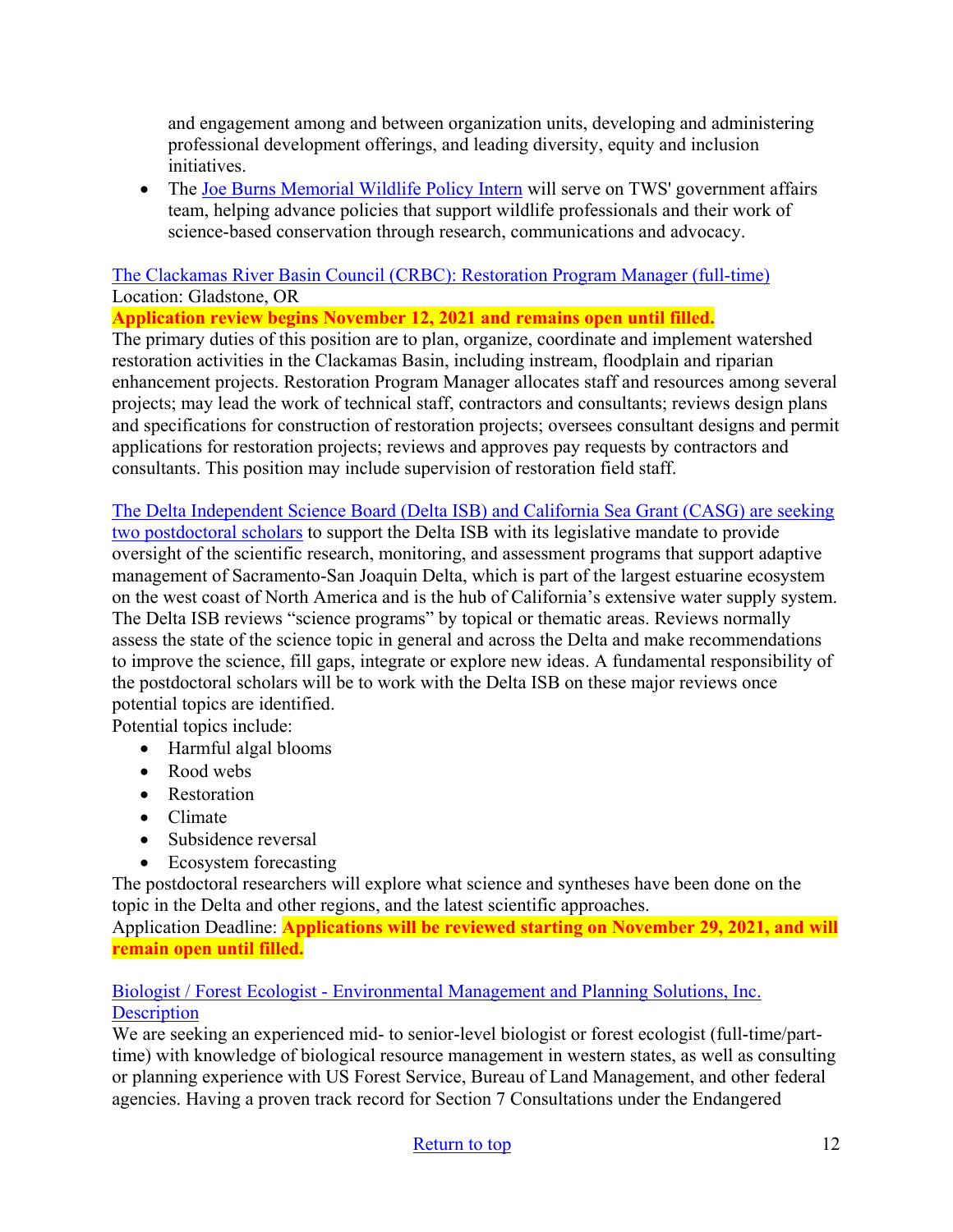and engagement among and between organization units, developing and administering professional development offerings, and leading diversity, equity and inclusion initiatives.

- The Joe Burns Memorial Wildlife Policy Intern will serve on TWS' government affairs team, helping advance policies that support wildlife professionals and their work of science-based conservation through research, communications and advocacy.

The Clackamas River Basin Council (CRBC): Restoration Program Manager (full-time)
Location: Gladstone, OR
**Application review begins November 12, 2021 and remains open until filled.**
The primary duties of this position are to plan, organize, coordinate and implement watershed restoration activities in the Clackamas Basin, including instream, floodplain and riparian enhancement projects. Restoration Program Manager allocates staff and resources among several projects; may lead the work of technical staff, contractors and consultants; reviews design plans and specifications for construction of restoration projects; oversees consultant designs and permit applications for restoration projects; reviews and approves pay requests by contractors and consultants. This position may include supervision of restoration field staff.

The Delta Independent Science Board (Delta ISB) and California Sea Grant (CASG) are seeking two postdoctoral scholars to support the Delta ISB with its legislative mandate to provide oversight of the scientific research, monitoring, and assessment programs that support adaptive management of Sacramento-San Joaquin Delta, which is part of the largest estuarine ecosystem on the west coast of North America and is the hub of California's extensive water supply system. The Delta ISB reviews "science programs" by topical or thematic areas. Reviews normally assess the state of the science topic in general and across the Delta and make recommendations to improve the science, fill gaps, integrate or explore new ideas. A fundamental responsibility of the postdoctoral scholars will be to work with the Delta ISB on these major reviews once potential topics are identified.
Potential topics include:

- Harmful algal blooms
- Rood webs
- Restoration
- Climate
- Subsidence reversal
- Ecosystem forecasting

The postdoctoral researchers will explore what science and syntheses have been done on the topic in the Delta and other regions, and the latest scientific approaches.
Application Deadline: **Applications will be reviewed starting on November 29, 2021, and will remain open until filled.**

Biologist / Forest Ecologist - Environmental Management and Planning Solutions, Inc. Description
We are seeking an experienced mid- to senior-level biologist or forest ecologist (full-time/part-time) with knowledge of biological resource management in western states, as well as consulting or planning experience with US Forest Service, Bureau of Land Management, and other federal agencies. Having a proven track record for Section 7 Consultations under the Endangered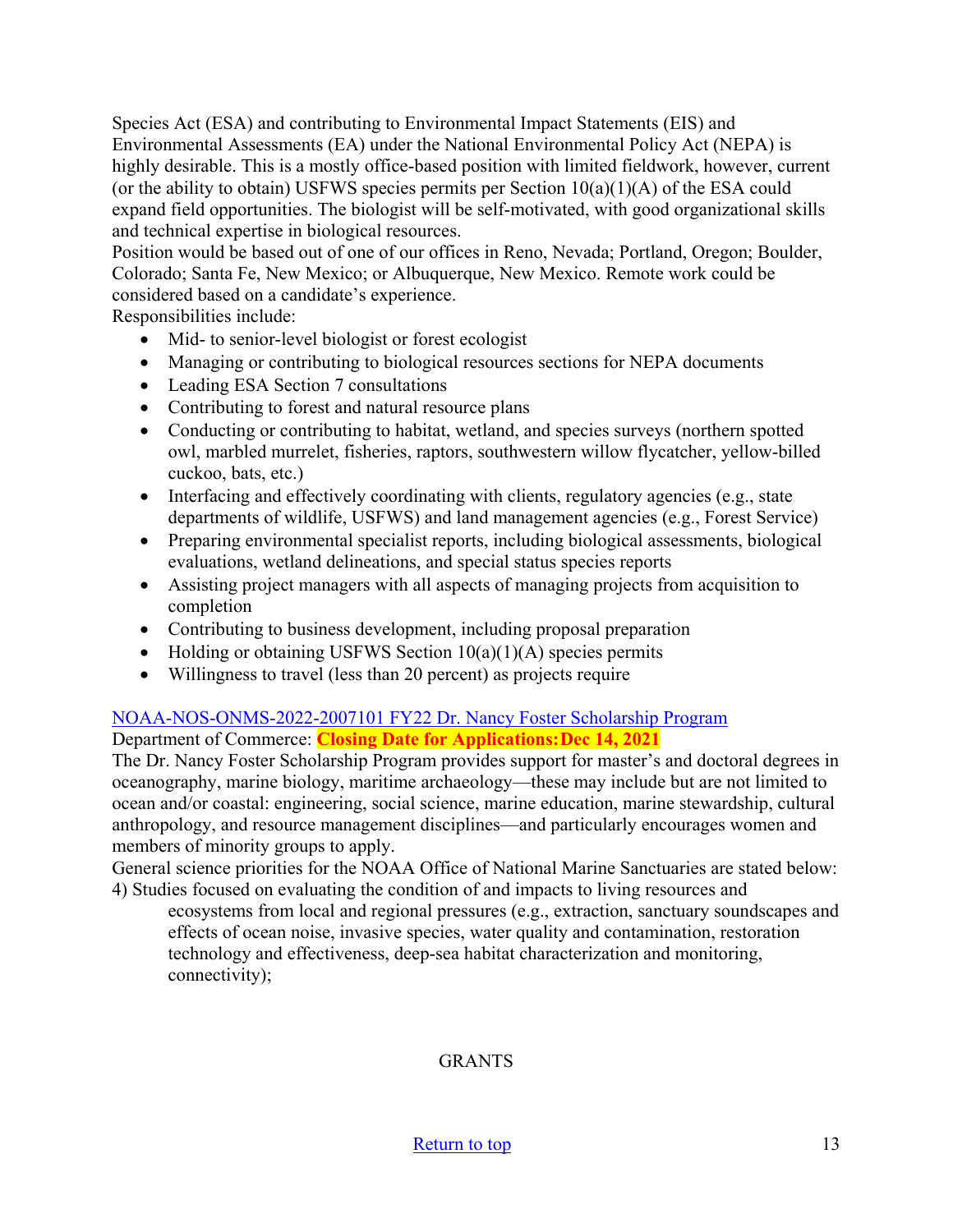Species Act (ESA) and contributing to Environmental Impact Statements (EIS) and Environmental Assessments (EA) under the National Environmental Policy Act (NEPA) is highly desirable. This is a mostly office-based position with limited fieldwork, however, current (or the ability to obtain) USFWS species permits per Section 10(a)(1)(A) of the ESA could expand field opportunities. The biologist will be self-motivated, with good organizational skills and technical expertise in biological resources.

Position would be based out of one of our offices in Reno, Nevada; Portland, Oregon; Boulder, Colorado; Santa Fe, New Mexico; or Albuquerque, New Mexico. Remote work could be considered based on a candidate's experience.

Responsibilities include:

- Mid- to senior-level biologist or forest ecologist
- Managing or contributing to biological resources sections for NEPA documents
- Leading ESA Section 7 consultations
- Contributing to forest and natural resource plans
- Conducting or contributing to habitat, wetland, and species surveys (northern spotted owl, marbled murrelet, fisheries, raptors, southwestern willow flycatcher, yellow-billed cuckoo, bats, etc.)
- Interfacing and effectively coordinating with clients, regulatory agencies (e.g., state departments of wildlife, USFWS) and land management agencies (e.g., Forest Service)
- Preparing environmental specialist reports, including biological assessments, biological evaluations, wetland delineations, and special status species reports
- Assisting project managers with all aspects of managing projects from acquisition to completion
- Contributing to business development, including proposal preparation
- Holding or obtaining USFWS Section 10(a)(1)(A) species permits
- Willingness to travel (less than 20 percent) as projects require

NOAA-NOS-ONMS-2022-2007101 FY22 Dr. Nancy Foster Scholarship Program

Department of Commerce: **Closing Date for Applications: Dec 14, 2021**

The Dr. Nancy Foster Scholarship Program provides support for master's and doctoral degrees in oceanography, marine biology, maritime archaeology—these may include but are not limited to ocean and/or coastal: engineering, social science, marine education, marine stewardship, cultural anthropology, and resource management disciplines—and particularly encourages women and members of minority groups to apply.

General science priorities for the NOAA Office of National Marine Sanctuaries are stated below:

4) Studies focused on evaluating the condition of and impacts to living resources and ecosystems from local and regional pressures (e.g., extraction, sanctuary soundscapes and effects of ocean noise, invasive species, water quality and contamination, restoration technology and effectiveness, deep-sea habitat characterization and monitoring, connectivity);

## GRANTS

Return to top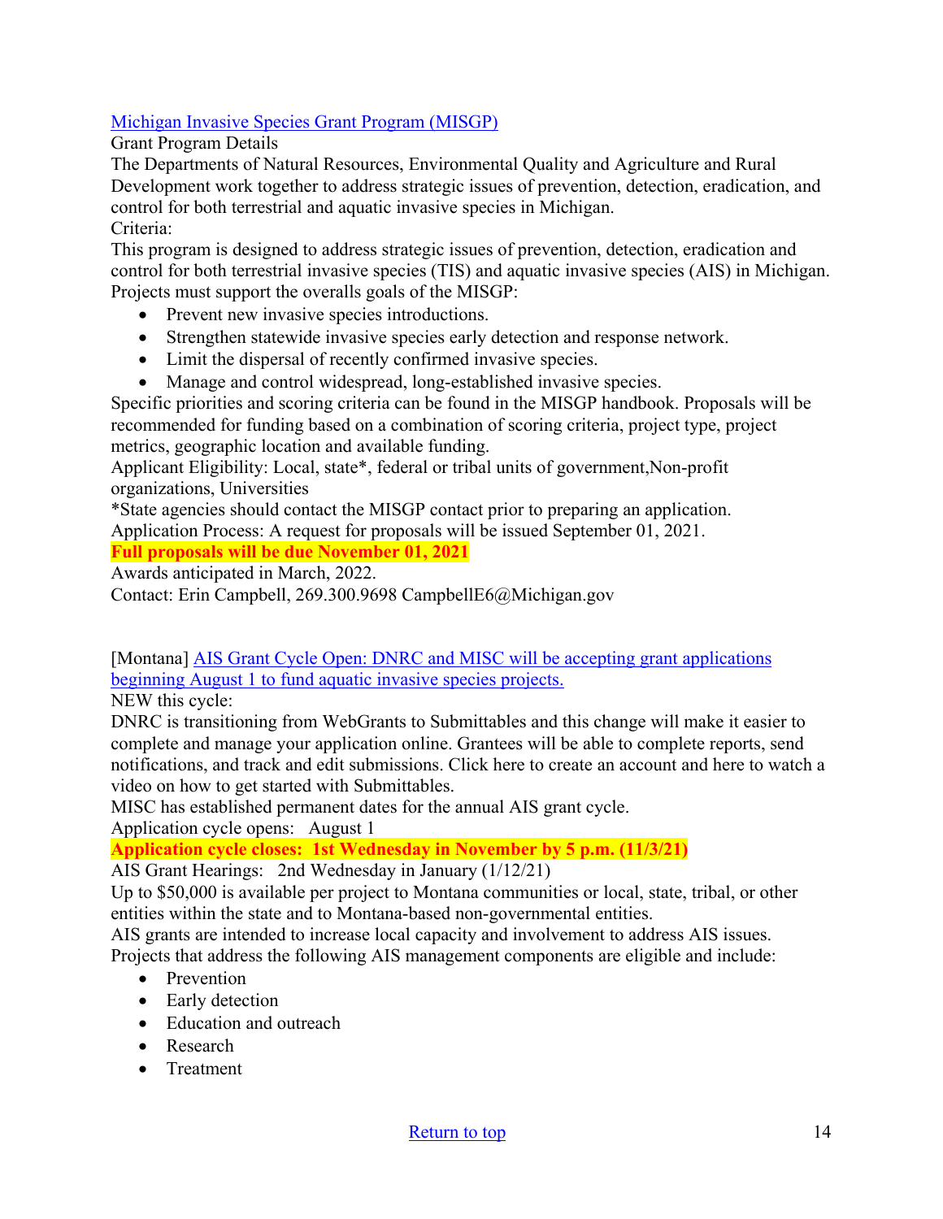[Michigan Invasive Species Grant Program (MISGP)](#)

Grant Program Details

The Departments of Natural Resources, Environmental Quality and Agriculture and Rural Development work together to address strategic issues of prevention, detection, eradication, and control for both terrestrial and aquatic invasive species in Michigan.

Criteria:

This program is designed to address strategic issues of prevention, detection, eradication and control for both terrestrial invasive species (TIS) and aquatic invasive species (AIS) in Michigan. Projects must support the overalls goals of the MISGP:

- Prevent new invasive species introductions.
- Strengthen statewide invasive species early detection and response network.
- Limit the dispersal of recently confirmed invasive species.
- Manage and control widespread, long-established invasive species.

Specific priorities and scoring criteria can be found in the MISGP handbook. Proposals will be recommended for funding based on a combination of scoring criteria, project type, project metrics, geographic location and available funding.

Applicant Eligibility: Local, state*, federal or tribal units of government,Non-profit organizations, Universities

*State agencies should contact the MISGP contact prior to preparing an application.

Application Process: A request for proposals will be issued September 01, 2021.

**Full proposals will be due November 01, 2021**

Awards anticipated in March, 2022.

Contact: Erin Campbell, 269.300.9698 CampbellE6@Michigan.gov

[Montana] [AIS Grant Cycle Open: DNRC and MISC will be accepting grant applications beginning August 1 to fund aquatic invasive species projects.](#)

NEW this cycle:

DNRC is transitioning from WebGrants to Submittables and this change will make it easier to complete and manage your application online. Grantees will be able to complete reports, send notifications, and track and edit submissions. Click here to create an account and here to watch a video on how to get started with Submittables.

MISC has established permanent dates for the annual AIS grant cycle.

Application cycle opens: August 1

**Application cycle closes: 1st Wednesday in November by 5 p.m. (11/3/21)**

AIS Grant Hearings: 2nd Wednesday in January (1/12/21)

Up to $50,000 is available per project to Montana communities or local, state, tribal, or other entities within the state and to Montana-based non-governmental entities.

AIS grants are intended to increase local capacity and involvement to address AIS issues. Projects that address the following AIS management components are eligible and include:

- Prevention
- Early detection
- Education and outreach
- Research
- Treatment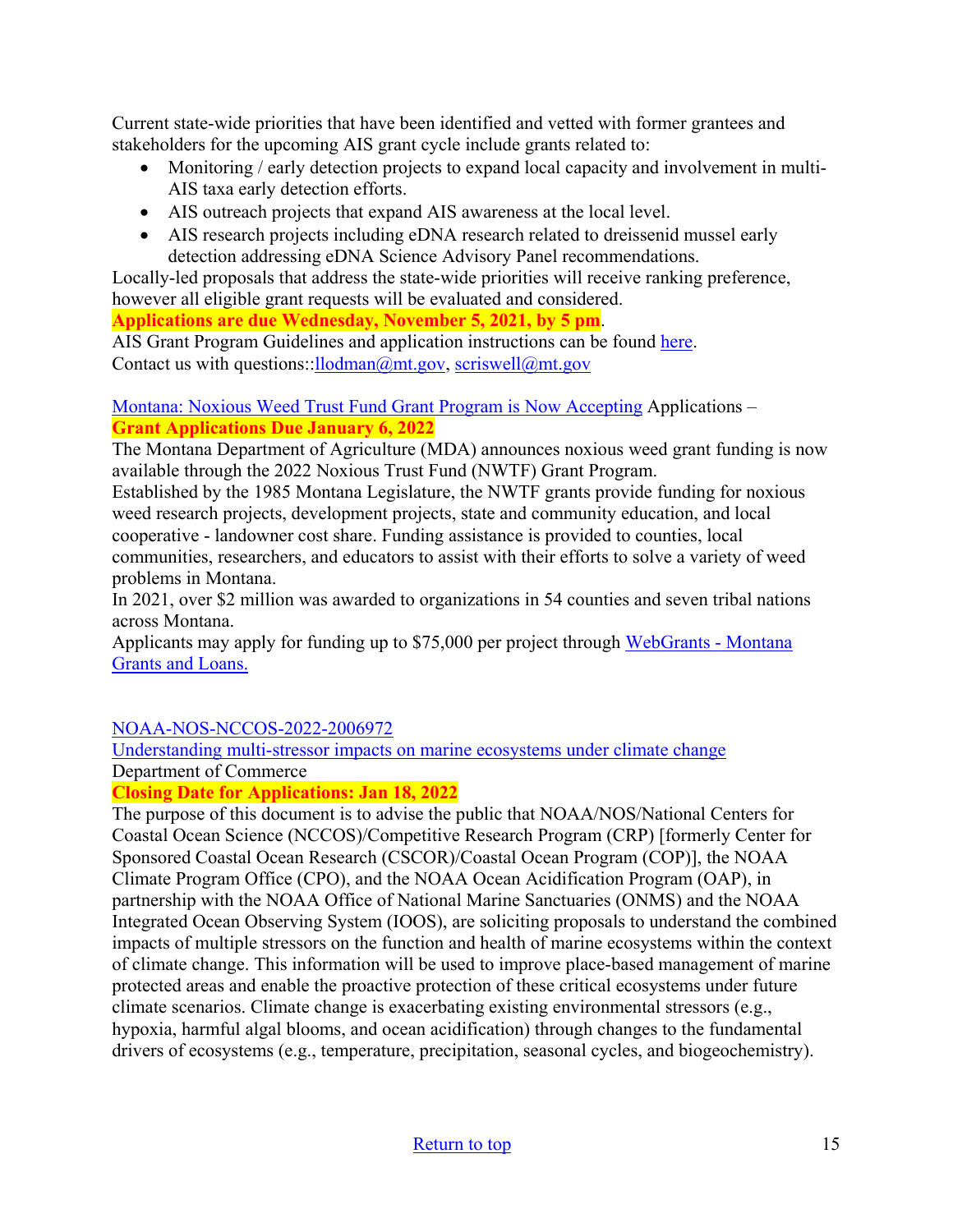Current state-wide priorities that have been identified and vetted with former grantees and stakeholders for the upcoming AIS grant cycle include grants related to:

- Monitoring / early detection projects to expand local capacity and involvement in multi-AIS taxa early detection efforts.
- AIS outreach projects that expand AIS awareness at the local level.
- AIS research projects including eDNA research related to dreissenid mussel early detection addressing eDNA Science Advisory Panel recommendations.

Locally-led proposals that address the state-wide priorities will receive ranking preference, however all eligible grant requests will be evaluated and considered.

**Applications are due Wednesday, November 5, 2021, by 5 pm**.

AIS Grant Program Guidelines and application instructions can be found here.

Contact us with questions::llodman@mt.gov, scriswell@mt.gov

Montana: Noxious Weed Trust Fund Grant Program is Now Accepting Applications – **Grant Applications Due January 6, 2022**

The Montana Department of Agriculture (MDA) announces noxious weed grant funding is now available through the 2022 Noxious Trust Fund (NWTF) Grant Program.

Established by the 1985 Montana Legislature, the NWTF grants provide funding for noxious weed research projects, development projects, state and community education, and local cooperative - landowner cost share. Funding assistance is provided to counties, local communities, researchers, and educators to assist with their efforts to solve a variety of weed problems in Montana.

In 2021, over $2 million was awarded to organizations in 54 counties and seven tribal nations across Montana.

Applicants may apply for funding up to $75,000 per project through WebGrants - Montana Grants and Loans.

NOAA-NOS-NCCOS-2022-2006972

Understanding multi-stressor impacts on marine ecosystems under climate change

Department of Commerce

**Closing Date for Applications: Jan 18, 2022**

The purpose of this document is to advise the public that NOAA/NOS/National Centers for Coastal Ocean Science (NCCOS)/Competitive Research Program (CRP) [formerly Center for Sponsored Coastal Ocean Research (CSCOR)/Coastal Ocean Program (COP)], the NOAA Climate Program Office (CPO), and the NOAA Ocean Acidification Program (OAP), in partnership with the NOAA Office of National Marine Sanctuaries (ONMS) and the NOAA Integrated Ocean Observing System (IOOS), are soliciting proposals to understand the combined impacts of multiple stressors on the function and health of marine ecosystems within the context of climate change. This information will be used to improve place-based management of marine protected areas and enable the proactive protection of these critical ecosystems under future climate scenarios. Climate change is exacerbating existing environmental stressors (e.g., hypoxia, harmful algal blooms, and ocean acidification) through changes to the fundamental drivers of ecosystems (e.g., temperature, precipitation, seasonal cycles, and biogeochemistry).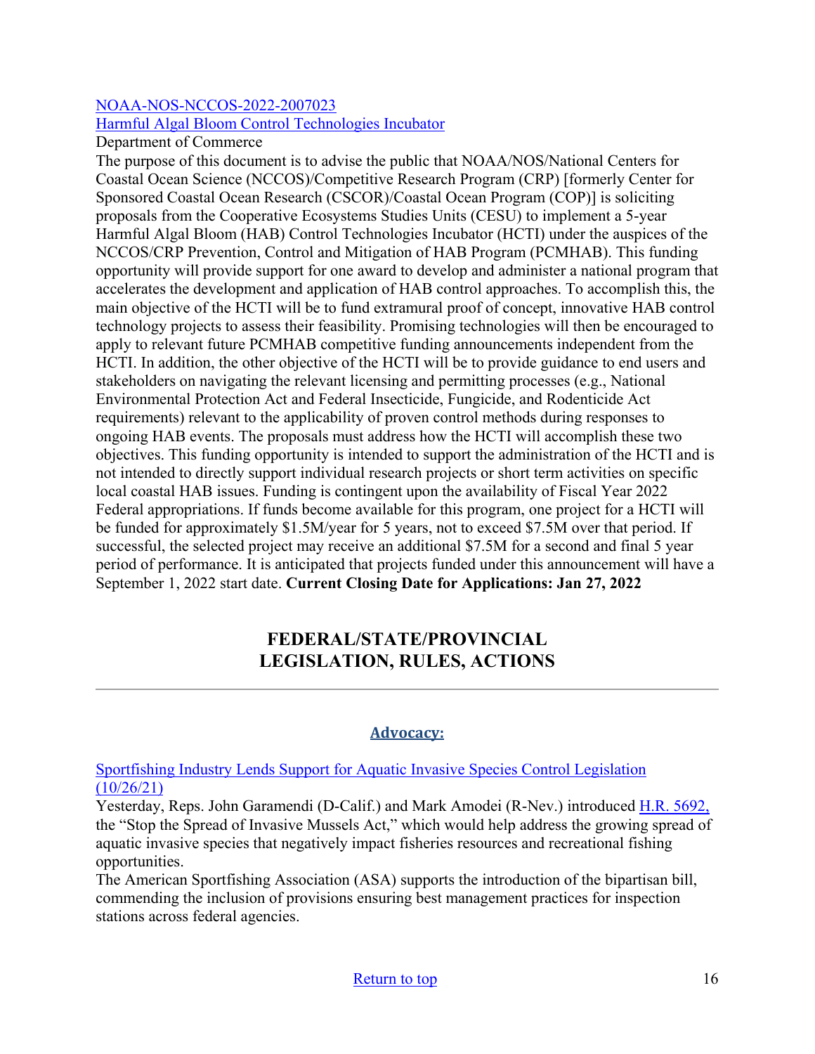[NOAA-NOS-NCCOS-2022-2007023](#)
[Harmful Algal Bloom Control Technologies Incubator](#)
Department of Commerce
The purpose of this document is to advise the public that NOAA/NOS/National Centers for Coastal Ocean Science (NCCOS)/Competitive Research Program (CRP) [formerly Center for Sponsored Coastal Ocean Research (CSCOR)/Coastal Ocean Program (COP)] is soliciting proposals from the Cooperative Ecosystems Studies Units (CESU) to implement a 5-year Harmful Algal Bloom (HAB) Control Technologies Incubator (HCTI) under the auspices of the NCCOS/CRP Prevention, Control and Mitigation of HAB Program (PCMHAB). This funding opportunity will provide support for one award to develop and administer a national program that accelerates the development and application of HAB control approaches. To accomplish this, the main objective of the HCTI will be to fund extramural proof of concept, innovative HAB control technology projects to assess their feasibility. Promising technologies will then be encouraged to apply to relevant future PCMHAB competitive funding announcements independent from the HCTI. In addition, the other objective of the HCTI will be to provide guidance to end users and stakeholders on navigating the relevant licensing and permitting processes (e.g., National Environmental Protection Act and Federal Insecticide, Fungicide, and Rodenticide Act requirements) relevant to the applicability of proven control methods during responses to ongoing HAB events. The proposals must address how the HCTI will accomplish these two objectives. This funding opportunity is intended to support the administration of the HCTI and is not intended to directly support individual research projects or short term activities on specific local coastal HAB issues. Funding is contingent upon the availability of Fiscal Year 2022 Federal appropriations. If funds become available for this program, one project for a HCTI will be funded for approximately $1.5M/year for 5 years, not to exceed $7.5M over that period. If successful, the selected project may receive an additional $7.5M for a second and final 5 year period of performance. It is anticipated that projects funded under this announcement will have a September 1, 2022 start date. **Current Closing Date for Applications: Jan 27, 2022**

## FEDERAL/STATE/PROVINCIAL LEGISLATION, RULES, ACTIONS

---

### Advocacy:

[Sportfishing Industry Lends Support for Aquatic Invasive Species Control Legislation (10/26/21)](#)
Yesterday, Reps. John Garamendi (D-Calif.) and Mark Amodei (R-Nev.) introduced [H.R. 5692,](#) the "Stop the Spread of Invasive Mussels Act," which would help address the growing spread of aquatic invasive species that negatively impact fisheries resources and recreational fishing opportunities.
The American Sportfishing Association (ASA) supports the introduction of the bipartisan bill, commending the inclusion of provisions ensuring best management practices for inspection stations across federal agencies.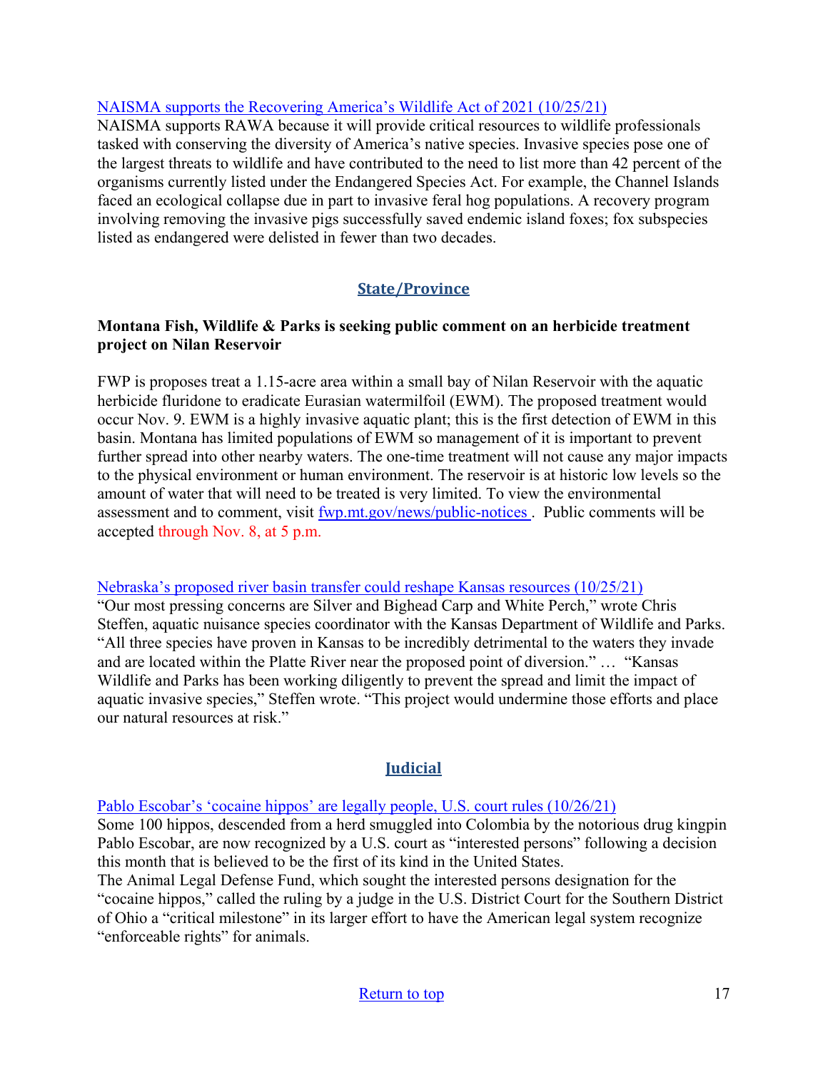[NAISMA supports the Recovering America's Wildlife Act of 2021 (10/25/21)]
NAISMA supports RAWA because it will provide critical resources to wildlife professionals tasked with conserving the diversity of America's native species. Invasive species pose one of the largest threats to wildlife and have contributed to the need to list more than 42 percent of the organisms currently listed under the Endangered Species Act. For example, the Channel Islands faced an ecological collapse due in part to invasive feral hog populations. A recovery program involving removing the invasive pigs successfully saved endemic island foxes; fox subspecies listed as endangered were delisted in fewer than two decades.

## State/Province

**Montana Fish, Wildlife & Parks is seeking public comment on an herbicide treatment project on Nilan Reservoir**

FWP is proposes treat a 1.15-acre area within a small bay of Nilan Reservoir with the aquatic herbicide fluridone to eradicate Eurasian watermilfoil (EWM). The proposed treatment would occur Nov. 9. EWM is a highly invasive aquatic plant; this is the first detection of EWM in this basin. Montana has limited populations of EWM so management of it is important to prevent further spread into other nearby waters. The one-time treatment will not cause any major impacts to the physical environment or human environment. The reservoir is at historic low levels so the amount of water that will need to be treated is very limited. To view the environmental assessment and to comment, visit fwp.mt.gov/news/public-notices . Public comments will be accepted through Nov. 8, at 5 p.m.

[Nebraska's proposed river basin transfer could reshape Kansas resources (10/25/21)]
"Our most pressing concerns are Silver and Bighead Carp and White Perch," wrote Chris Steffen, aquatic nuisance species coordinator with the Kansas Department of Wildlife and Parks. "All three species have proven in Kansas to be incredibly detrimental to the waters they invade and are located within the Platte River near the proposed point of diversion." … "Kansas Wildlife and Parks has been working diligently to prevent the spread and limit the impact of aquatic invasive species," Steffen wrote. "This project would undermine those efforts and place our natural resources at risk."

## Judicial

[Pablo Escobar's 'cocaine hippos' are legally people, U.S. court rules (10/26/21)]
Some 100 hippos, descended from a herd smuggled into Colombia by the notorious drug kingpin Pablo Escobar, are now recognized by a U.S. court as "interested persons" following a decision this month that is believed to be the first of its kind in the United States.
The Animal Legal Defense Fund, which sought the interested persons designation for the "cocaine hippos," called the ruling by a judge in the U.S. District Court for the Southern District of Ohio a "critical milestone" in its larger effort to have the American legal system recognize "enforceable rights" for animals.

Return to top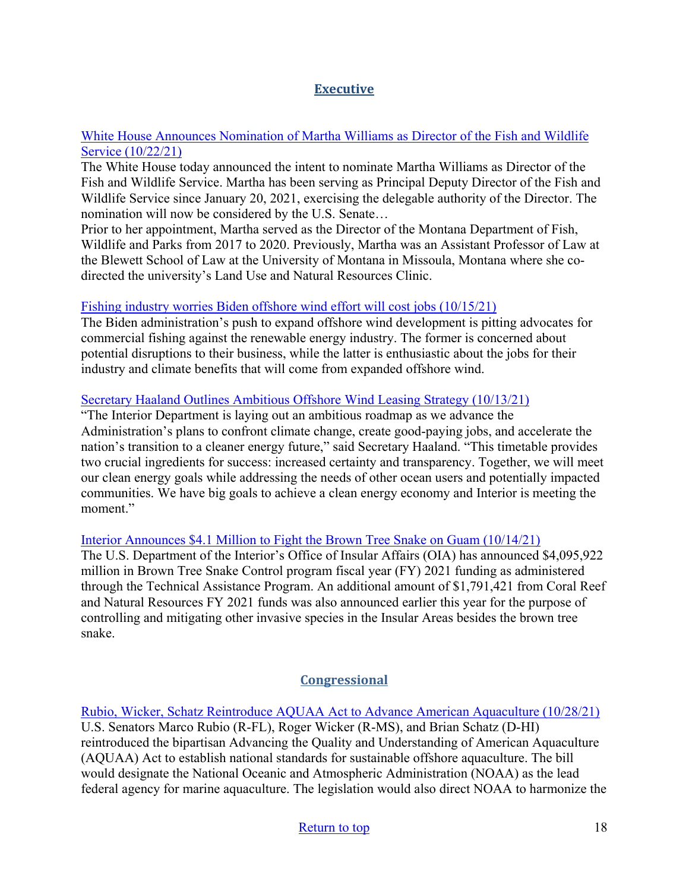## Executive

White House Announces Nomination of Martha Williams as Director of the Fish and Wildlife Service (10/22/21)
The White House today announced the intent to nominate Martha Williams as Director of the Fish and Wildlife Service. Martha has been serving as Principal Deputy Director of the Fish and Wildlife Service since January 20, 2021, exercising the delegable authority of the Director. The nomination will now be considered by the U.S. Senate…
Prior to her appointment, Martha served as the Director of the Montana Department of Fish, Wildlife and Parks from 2017 to 2020. Previously, Martha was an Assistant Professor of Law at the Blewett School of Law at the University of Montana in Missoula, Montana where she co-directed the university's Land Use and Natural Resources Clinic.

Fishing industry worries Biden offshore wind effort will cost jobs (10/15/21)
The Biden administration's push to expand offshore wind development is pitting advocates for commercial fishing against the renewable energy industry. The former is concerned about potential disruptions to their business, while the latter is enthusiastic about the jobs for their industry and climate benefits that will come from expanded offshore wind.

Secretary Haaland Outlines Ambitious Offshore Wind Leasing Strategy (10/13/21)
"The Interior Department is laying out an ambitious roadmap as we advance the Administration's plans to confront climate change, create good-paying jobs, and accelerate the nation's transition to a cleaner energy future," said Secretary Haaland. "This timetable provides two crucial ingredients for success: increased certainty and transparency. Together, we will meet our clean energy goals while addressing the needs of other ocean users and potentially impacted communities. We have big goals to achieve a clean energy economy and Interior is meeting the moment."

Interior Announces $4.1 Million to Fight the Brown Tree Snake on Guam (10/14/21)
The U.S. Department of the Interior's Office of Insular Affairs (OIA) has announced $4,095,922 million in Brown Tree Snake Control program fiscal year (FY) 2021 funding as administered through the Technical Assistance Program. An additional amount of $1,791,421 from Coral Reef and Natural Resources FY 2021 funds was also announced earlier this year for the purpose of controlling and mitigating other invasive species in the Insular Areas besides the brown tree snake.

## Congressional

Rubio, Wicker, Schatz Reintroduce AQUAA Act to Advance American Aquaculture (10/28/21)
U.S. Senators Marco Rubio (R-FL), Roger Wicker (R-MS), and Brian Schatz (D-HI) reintroduced the bipartisan Advancing the Quality and Understanding of American Aquaculture (AQUAA) Act to establish national standards for sustainable offshore aquaculture. The bill would designate the National Oceanic and Atmospheric Administration (NOAA) as the lead federal agency for marine aquaculture. The legislation would also direct NOAA to harmonize the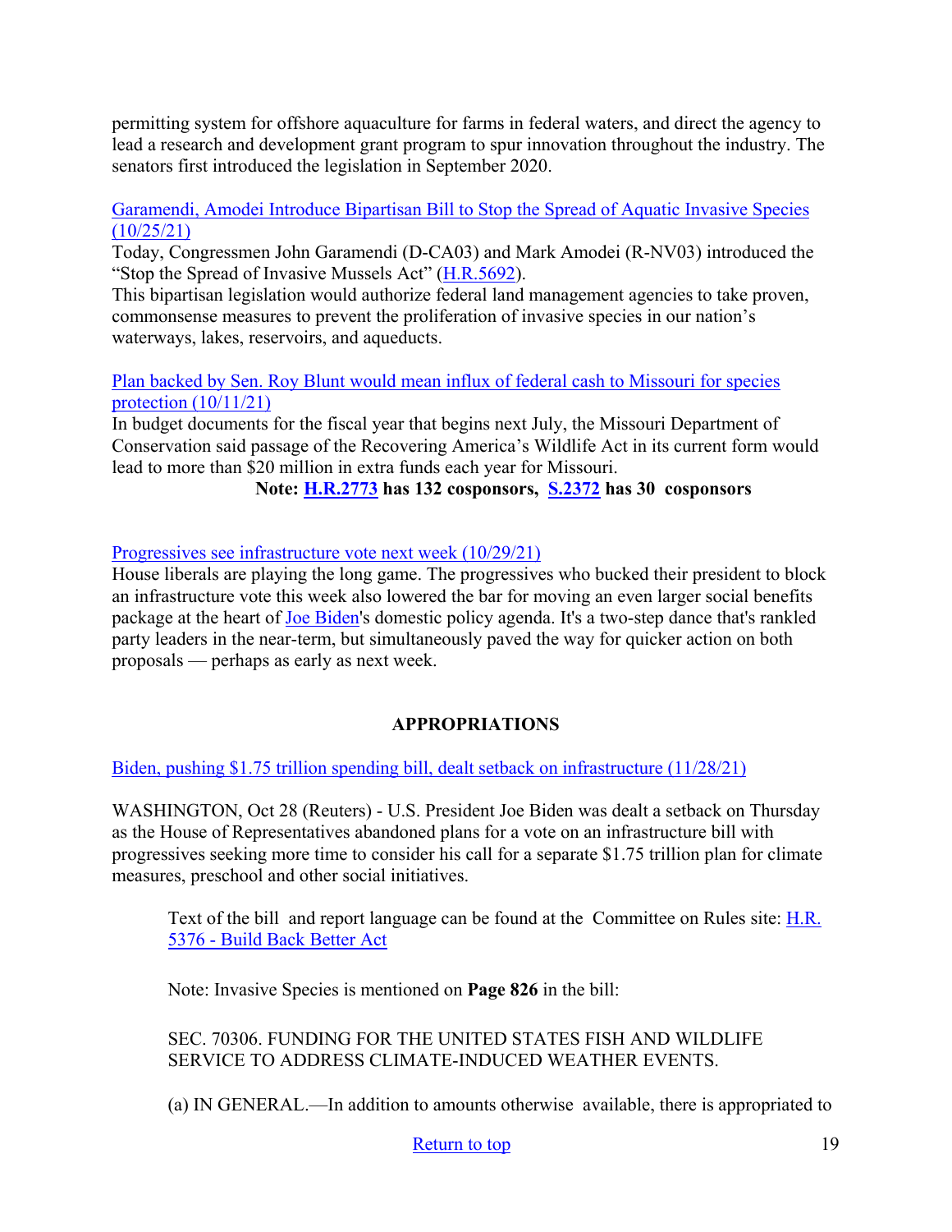permitting system for offshore aquaculture for farms in federal waters, and direct the agency to lead a research and development grant program to spur innovation throughout the industry. The senators first introduced the legislation in September 2020.

Garamendi, Amodei Introduce Bipartisan Bill to Stop the Spread of Aquatic Invasive Species (10/25/21)
Today, Congressmen John Garamendi (D-CA03) and Mark Amodei (R-NV03) introduced the "Stop the Spread of Invasive Mussels Act" (H.R.5692).
This bipartisan legislation would authorize federal land management agencies to take proven, commonsense measures to prevent the proliferation of invasive species in our nation's waterways, lakes, reservoirs, and aqueducts.

Plan backed by Sen. Roy Blunt would mean influx of federal cash to Missouri for species protection (10/11/21)
In budget documents for the fiscal year that begins next July, the Missouri Department of Conservation said passage of the Recovering America's Wildlife Act in its current form would lead to more than $20 million in extra funds each year for Missouri.

**Note: H.R.2773 has 132 cosponsors, S.2372 has 30 cosponsors**

Progressives see infrastructure vote next week (10/29/21)
House liberals are playing the long game. The progressives who bucked their president to block an infrastructure vote this week also lowered the bar for moving an even larger social benefits package at the heart of Joe Biden's domestic policy agenda. It's a two-step dance that's rankled party leaders in the near-term, but simultaneously paved the way for quicker action on both proposals — perhaps as early as next week.

## APPROPRIATIONS

Biden, pushing $1.75 trillion spending bill, dealt setback on infrastructure (11/28/21)

WASHINGTON, Oct 28 (Reuters) - U.S. President Joe Biden was dealt a setback on Thursday as the House of Representatives abandoned plans for a vote on an infrastructure bill with progressives seeking more time to consider his call for a separate $1.75 trillion plan for climate measures, preschool and other social initiatives.

> Text of the bill and report language can be found at the Committee on Rules site: H.R. 5376 - Build Back Better Act
>
> Note: Invasive Species is mentioned on **Page 826** in the bill:
>
> SEC. 70306. FUNDING FOR THE UNITED STATES FISH AND WILDLIFE SERVICE TO ADDRESS CLIMATE-INDUCED WEATHER EVENTS.
>
> (a) IN GENERAL.—In addition to amounts otherwise available, there is appropriated to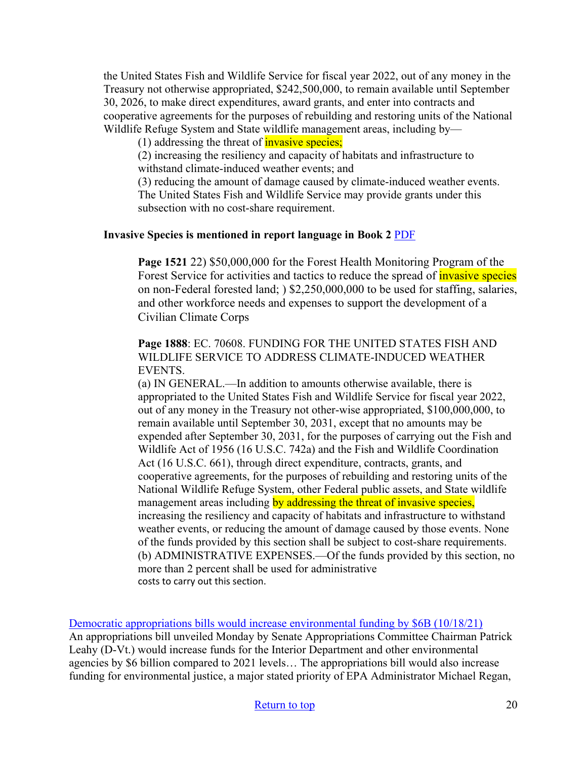the United States Fish and Wildlife Service for fiscal year 2022, out of any money in the Treasury not otherwise appropriated, $242,500,000, to remain available until September 30, 2026, to make direct expenditures, award grants, and enter into contracts and cooperative agreements for the purposes of rebuilding and restoring units of the National Wildlife Refuge System and State wildlife management areas, including by—

> (1) addressing the threat of invasive species;
> (2) increasing the resiliency and capacity of habitats and infrastructure to withstand climate-induced weather events; and
> (3) reducing the amount of damage caused by climate-induced weather events.
> The United States Fish and Wildlife Service may provide grants under this subsection with no cost-share requirement.

**Invasive Species is mentioned in report language in Book 2** PDF

> **Page 1521** 22) $50,000,000 for the Forest Health Monitoring Program of the Forest Service for activities and tactics to reduce the spread of invasive species on non-Federal forested land; ) $2,250,000,000 to be used for staffing, salaries, and other workforce needs and expenses to support the development of a Civilian Climate Corps
>
> **Page 1888**: EC. 70608. FUNDING FOR THE UNITED STATES FISH AND WILDLIFE SERVICE TO ADDRESS CLIMATE-INDUCED WEATHER EVENTS.
> (a) IN GENERAL.—In addition to amounts otherwise available, there is appropriated to the United States Fish and Wildlife Service for fiscal year 2022, out of any money in the Treasury not other-wise appropriated, $100,000,000, to remain available until September 30, 2031, except that no amounts may be expended after September 30, 2031, for the purposes of carrying out the Fish and Wildlife Act of 1956 (16 U.S.C. 742a) and the Fish and Wildlife Coordination Act (16 U.S.C. 661), through direct expenditure, contracts, grants, and cooperative agreements, for the purposes of rebuilding and restoring units of the National Wildlife Refuge System, other Federal public assets, and State wildlife management areas including by addressing the threat of invasive species, increasing the resiliency and capacity of habitats and infrastructure to withstand weather events, or reducing the amount of damage caused by those events. None of the funds provided by this section shall be subject to cost-share requirements.
> (b) ADMINISTRATIVE EXPENSES.—Of the funds provided by this section, no more than 2 percent shall be used for administrative costs to carry out this section.

Democratic appropriations bills would increase environmental funding by $6B (10/18/21)
An appropriations bill unveiled Monday by Senate Appropriations Committee Chairman Patrick Leahy (D-Vt.) would increase funds for the Interior Department and other environmental agencies by $6 billion compared to 2021 levels… The appropriations bill would also increase funding for environmental justice, a major stated priority of EPA Administrator Michael Regan,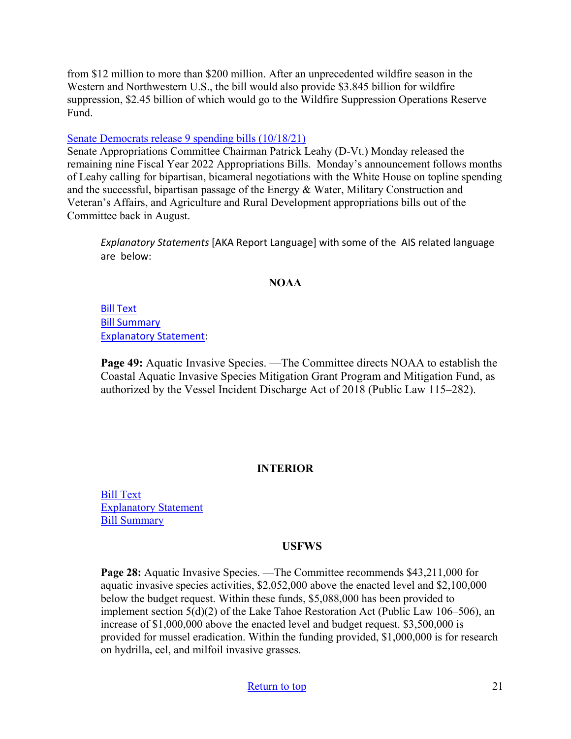from $12 million to more than $200 million. After an unprecedented wildfire season in the Western and Northwestern U.S., the bill would also provide $3.845 billion for wildfire suppression, $2.45 billion of which would go to the Wildfire Suppression Operations Reserve Fund.

[Senate Democrats release 9 spending bills (10/18/21)]

Senate Appropriations Committee Chairman Patrick Leahy (D-Vt.) Monday released the remaining nine Fiscal Year 2022 Appropriations Bills. Monday's announcement follows months of Leahy calling for bipartisan, bicameral negotiations with the White House on topline spending and the successful, bipartisan passage of the Energy & Water, Military Construction and Veteran's Affairs, and Agriculture and Rural Development appropriations bills out of the Committee back in August.

*Explanatory Statements* [AKA Report Language] with some of the AIS related language are below:

**NOAA**

Bill Text
Bill Summary
Explanatory Statement:

**Page 49:** Aquatic Invasive Species. —The Committee directs NOAA to establish the Coastal Aquatic Invasive Species Mitigation Grant Program and Mitigation Fund, as authorized by the Vessel Incident Discharge Act of 2018 (Public Law 115–282).

**INTERIOR**

Bill Text
Explanatory Statement
Bill Summary

**USFWS**

**Page 28:** Aquatic Invasive Species. —The Committee recommends $43,211,000 for aquatic invasive species activities, $2,052,000 above the enacted level and $2,100,000 below the budget request. Within these funds, $5,088,000 has been provided to implement section 5(d)(2) of the Lake Tahoe Restoration Act (Public Law 106–506), an increase of $1,000,000 above the enacted level and budget request. $3,500,000 is provided for mussel eradication. Within the funding provided, $1,000,000 is for research on hydrilla, eel, and milfoil invasive grasses.

Return to top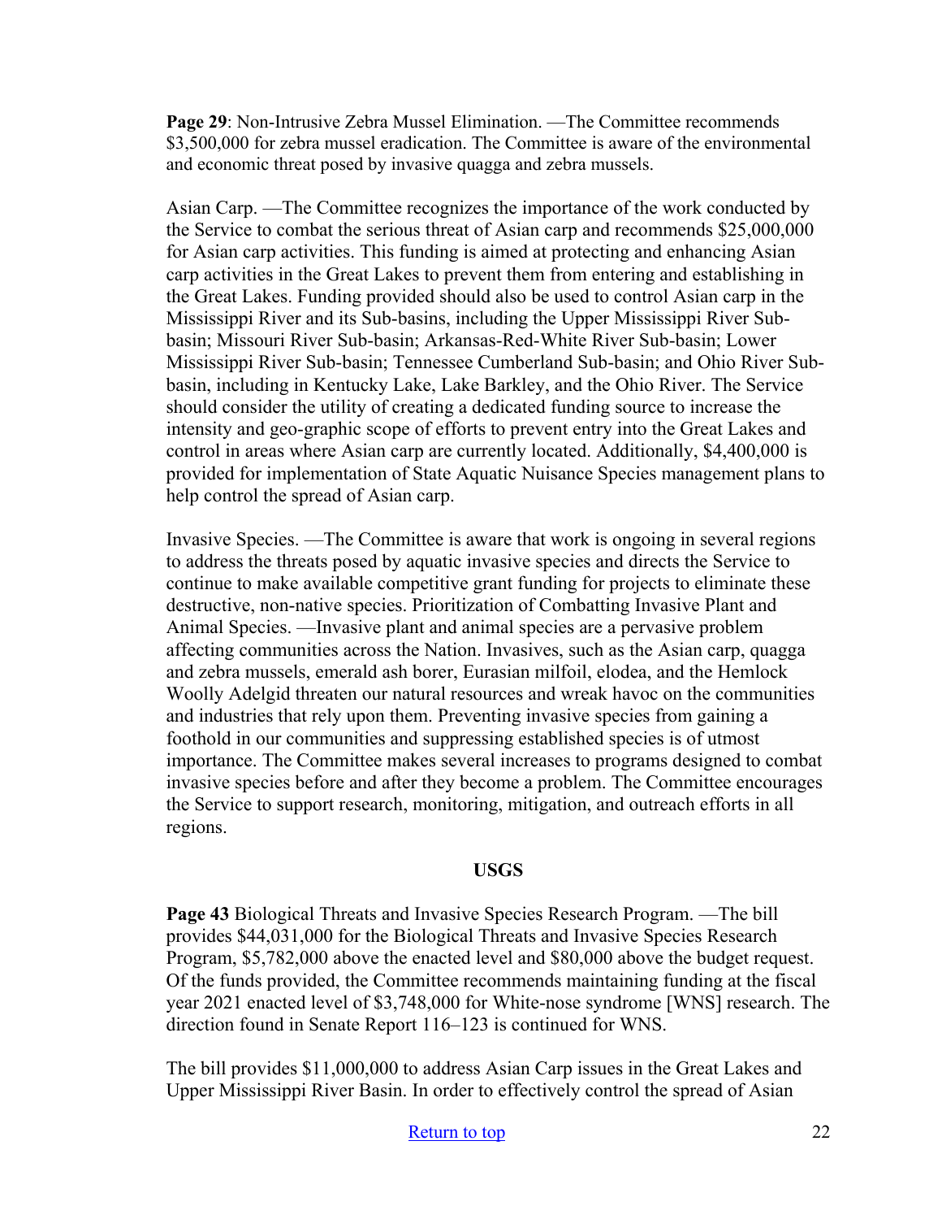**Page 29**: Non-Intrusive Zebra Mussel Elimination. —The Committee recommends $3,500,000 for zebra mussel eradication. The Committee is aware of the environmental and economic threat posed by invasive quagga and zebra mussels.

Asian Carp. —The Committee recognizes the importance of the work conducted by the Service to combat the serious threat of Asian carp and recommends $25,000,000 for Asian carp activities. This funding is aimed at protecting and enhancing Asian carp activities in the Great Lakes to prevent them from entering and establishing in the Great Lakes. Funding provided should also be used to control Asian carp in the Mississippi River and its Sub-basins, including the Upper Mississippi River Sub-basin; Missouri River Sub-basin; Arkansas-Red-White River Sub-basin; Lower Mississippi River Sub-basin; Tennessee Cumberland Sub-basin; and Ohio River Sub-basin, including in Kentucky Lake, Lake Barkley, and the Ohio River. The Service should consider the utility of creating a dedicated funding source to increase the intensity and geo-graphic scope of efforts to prevent entry into the Great Lakes and control in areas where Asian carp are currently located. Additionally, $4,400,000 is provided for implementation of State Aquatic Nuisance Species management plans to help control the spread of Asian carp.

Invasive Species. —The Committee is aware that work is ongoing in several regions to address the threats posed by aquatic invasive species and directs the Service to continue to make available competitive grant funding for projects to eliminate these destructive, non-native species. Prioritization of Combatting Invasive Plant and Animal Species. —Invasive plant and animal species are a pervasive problem affecting communities across the Nation. Invasives, such as the Asian carp, quagga and zebra mussels, emerald ash borer, Eurasian milfoil, elodea, and the Hemlock Woolly Adelgid threaten our natural resources and wreak havoc on the communities and industries that rely upon them. Preventing invasive species from gaining a foothold in our communities and suppressing established species is of utmost importance. The Committee makes several increases to programs designed to combat invasive species before and after they become a problem. The Committee encourages the Service to support research, monitoring, mitigation, and outreach efforts in all regions.

**USGS**

**Page 43** Biological Threats and Invasive Species Research Program. —The bill provides $44,031,000 for the Biological Threats and Invasive Species Research Program, $5,782,000 above the enacted level and $80,000 above the budget request. Of the funds provided, the Committee recommends maintaining funding at the fiscal year 2021 enacted level of $3,748,000 for White-nose syndrome [WNS] research. The direction found in Senate Report 116–123 is continued for WNS.

The bill provides $11,000,000 to address Asian Carp issues in the Great Lakes and Upper Mississippi River Basin. In order to effectively control the spread of Asian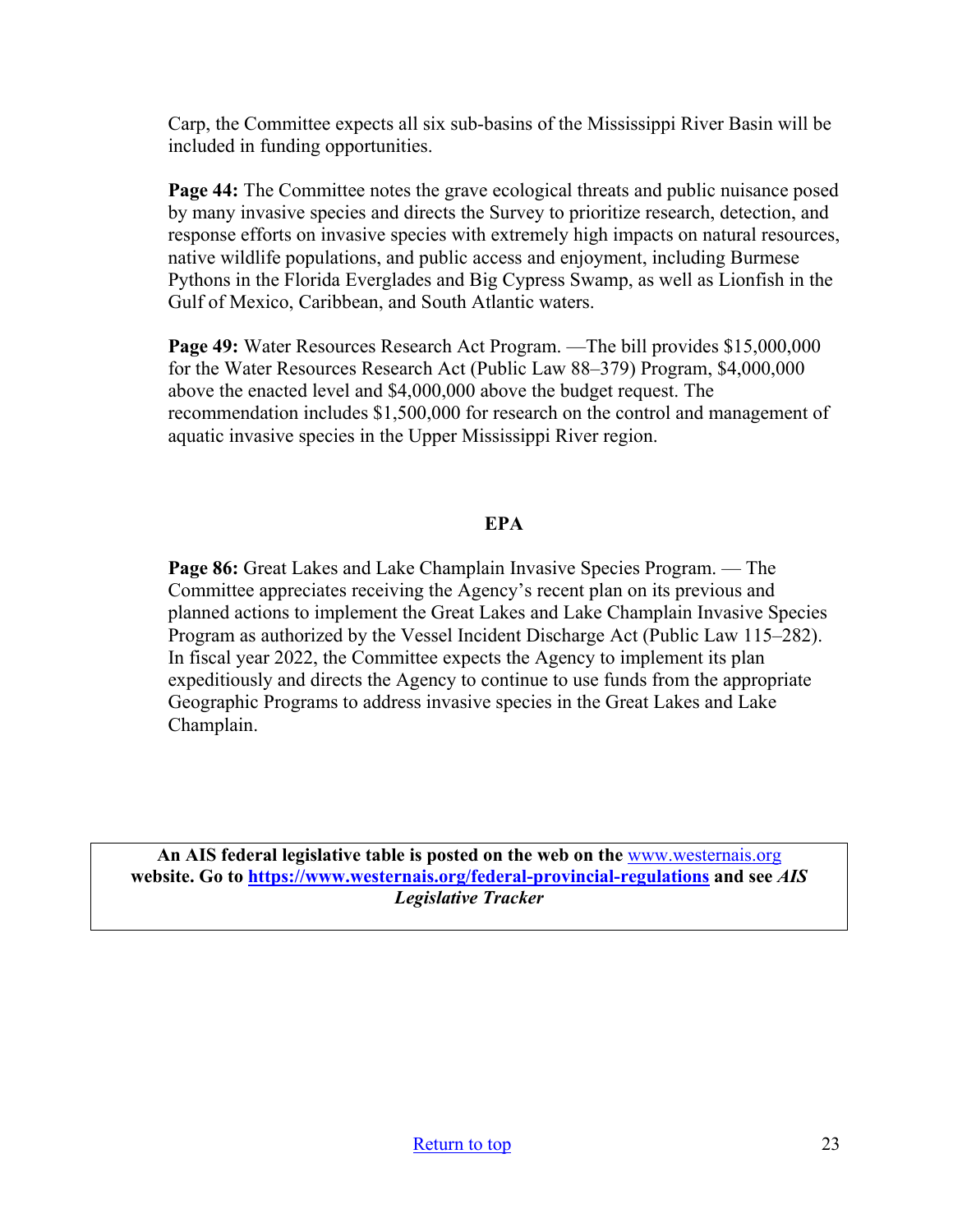Carp, the Committee expects all six sub-basins of the Mississippi River Basin will be included in funding opportunities.

**Page 44:** The Committee notes the grave ecological threats and public nuisance posed by many invasive species and directs the Survey to prioritize research, detection, and response efforts on invasive species with extremely high impacts on natural resources, native wildlife populations, and public access and enjoyment, including Burmese Pythons in the Florida Everglades and Big Cypress Swamp, as well as Lionfish in the Gulf of Mexico, Caribbean, and South Atlantic waters.

**Page 49:** Water Resources Research Act Program. —The bill provides $15,000,000 for the Water Resources Research Act (Public Law 88–379) Program, $4,000,000 above the enacted level and $4,000,000 above the budget request. The recommendation includes $1,500,000 for research on the control and management of aquatic invasive species in the Upper Mississippi River region.

**EPA**

**Page 86:** Great Lakes and Lake Champlain Invasive Species Program. — The Committee appreciates receiving the Agency's recent plan on its previous and planned actions to implement the Great Lakes and Lake Champlain Invasive Species Program as authorized by the Vessel Incident Discharge Act (Public Law 115–282). In fiscal year 2022, the Committee expects the Agency to implement its plan expeditiously and directs the Agency to continue to use funds from the appropriate Geographic Programs to address invasive species in the Great Lakes and Lake Champlain.

**An AIS federal legislative table is posted on the web on the [www.westernais.org](http://www.westernais.org) website. Go to [https://www.westernais.org/federal-provincial-regulations](https://www.westernais.org/federal-provincial-regulations) and see *AIS Legislative Tracker***

Return to top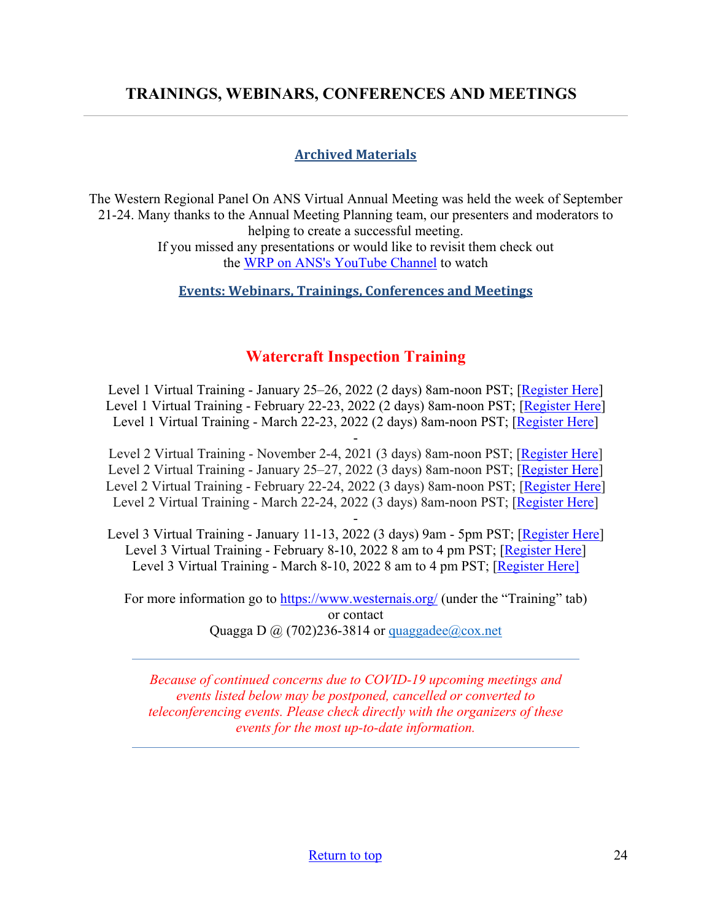## TRAININGS, WEBINARS, CONFERENCES AND MEETINGS

---

### Archived Materials

The Western Regional Panel On ANS Virtual Annual Meeting was held the week of September 21-24. Many thanks to the Annual Meeting Planning team, our presenters and moderators to helping to create a successful meeting.
If you missed any presentations or would like to revisit them check out the WRP on ANS's YouTube Channel to watch

### Events: Webinars, Trainings, Conferences and Meetings

## Watercraft Inspection Training

Level 1 Virtual Training - January 25–26, 2022 (2 days) 8am-noon PST; [Register Here]
Level 1 Virtual Training - February 22-23, 2022 (2 days) 8am-noon PST; [Register Here]
Level 1 Virtual Training - March 22-23, 2022 (2 days) 8am-noon PST; [Register Here]

-

Level 2 Virtual Training - November 2-4, 2021 (3 days) 8am-noon PST; [Register Here]
Level 2 Virtual Training - January 25–27, 2022 (3 days) 8am-noon PST; [Register Here]
Level 2 Virtual Training - February 22-24, 2022 (3 days) 8am-noon PST; [Register Here]
Level 2 Virtual Training - March 22-24, 2022 (3 days) 8am-noon PST; [Register Here]

-

Level 3 Virtual Training - January 11-13, 2022 (3 days) 9am - 5pm PST; [Register Here]
Level 3 Virtual Training - February 8-10, 2022 8 am to 4 pm PST; [Register Here]
Level 3 Virtual Training - March 8-10, 2022 8 am to 4 pm PST; [Register Here]

For more information go to https://www.westernais.org/ (under the "Training" tab)
or contact
Quagga D @ (702)236-3814 or quaggadee@cox.net

---

*Because of continued concerns due to COVID-19 upcoming meetings and events listed below may be postponed, cancelled or converted to teleconferencing events. Please check directly with the organizers of these events for the most up-to-date information.*

---

Return to top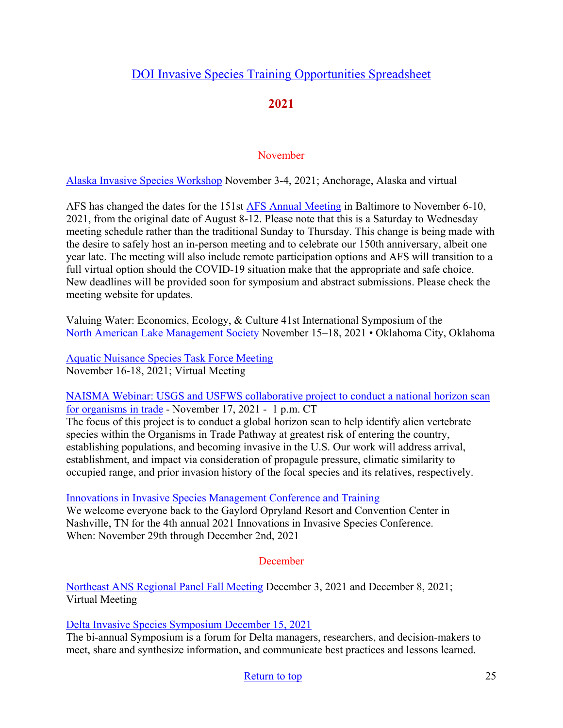## DOI Invasive Species Training Opportunities Spreadsheet

## 2021

### November

Alaska Invasive Species Workshop November 3-4, 2021; Anchorage, Alaska and virtual

AFS has changed the dates for the 151st AFS Annual Meeting in Baltimore to November 6-10, 2021, from the original date of August 8-12. Please note that this is a Saturday to Wednesday meeting schedule rather than the traditional Sunday to Thursday. This change is being made with the desire to safely host an in-person meeting and to celebrate our 150th anniversary, albeit one year late. The meeting will also include remote participation options and AFS will transition to a full virtual option should the COVID-19 situation make that the appropriate and safe choice. New deadlines will be provided soon for symposium and abstract submissions. Please check the meeting website for updates.

Valuing Water: Economics, Ecology, & Culture 41st International Symposium of the North American Lake Management Society November 15–18, 2021 • Oklahoma City, Oklahoma

Aquatic Nuisance Species Task Force Meeting
November 16-18, 2021; Virtual Meeting

NAISMA Webinar: USGS and USFWS collaborative project to conduct a national horizon scan for organisms in trade - November 17, 2021 - 1 p.m. CT
The focus of this project is to conduct a global horizon scan to help identify alien vertebrate species within the Organisms in Trade Pathway at greatest risk of entering the country, establishing populations, and becoming invasive in the U.S. Our work will address arrival, establishment, and impact via consideration of propagule pressure, climatic similarity to occupied range, and prior invasion history of the focal species and its relatives, respectively.

Innovations in Invasive Species Management Conference and Training
We welcome everyone back to the Gaylord Opryland Resort and Convention Center in Nashville, TN for the 4th annual 2021 Innovations in Invasive Species Conference.
When: November 29th through December 2nd, 2021

### December

Northeast ANS Regional Panel Fall Meeting December 3, 2021 and December 8, 2021; Virtual Meeting

Delta Invasive Species Symposium December 15, 2021
The bi-annual Symposium is a forum for Delta managers, researchers, and decision-makers to meet, share and synthesize information, and communicate best practices and lessons learned.

Return to top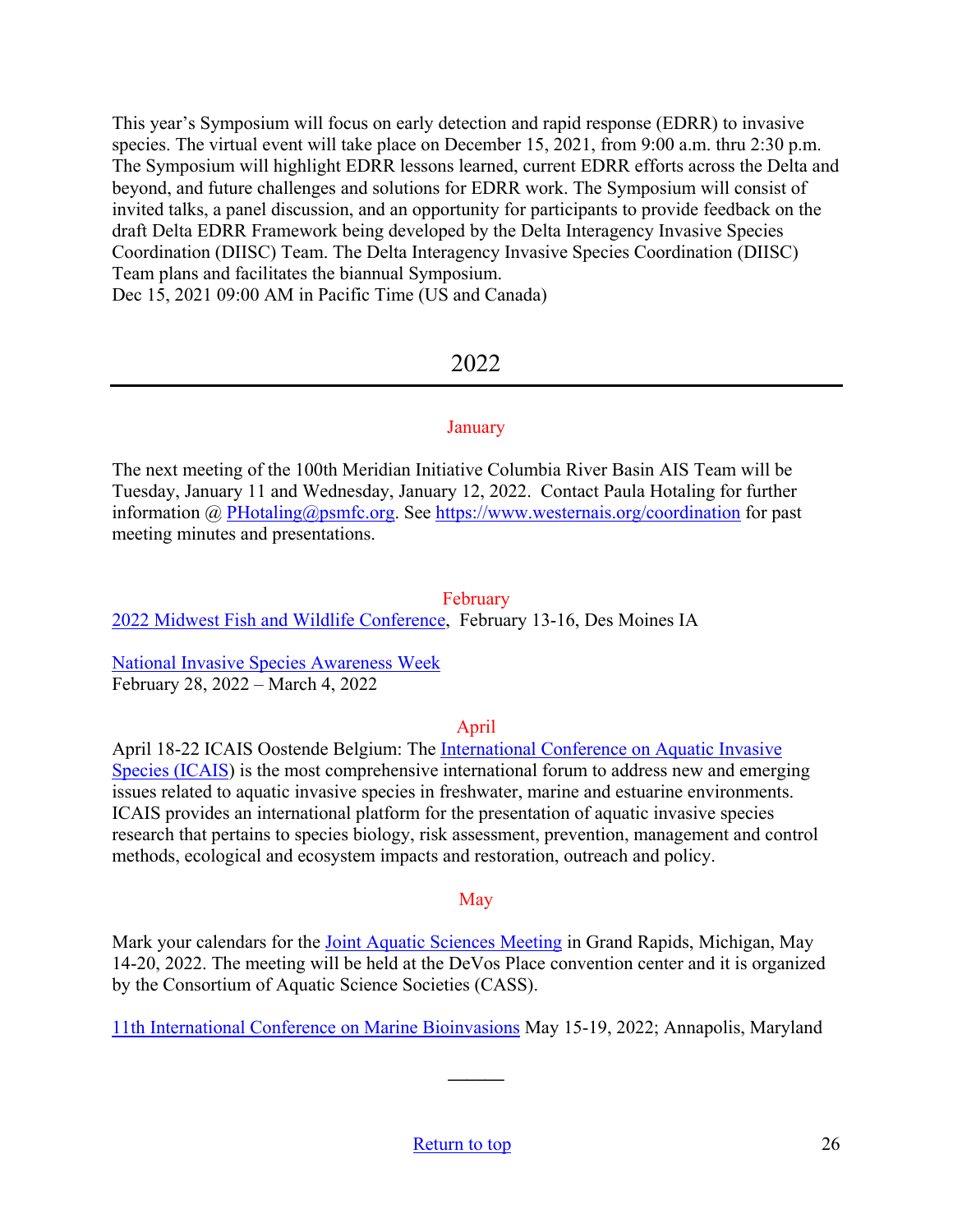This year's Symposium will focus on early detection and rapid response (EDRR) to invasive species. The virtual event will take place on December 15, 2021, from 9:00 a.m. thru 2:30 p.m. The Symposium will highlight EDRR lessons learned, current EDRR efforts across the Delta and beyond, and future challenges and solutions for EDRR work. The Symposium will consist of invited talks, a panel discussion, and an opportunity for participants to provide feedback on the draft Delta EDRR Framework being developed by the Delta Interagency Invasive Species Coordination (DIISC) Team. The Delta Interagency Invasive Species Coordination (DIISC) Team plans and facilitates the biannual Symposium.
Dec 15, 2021 09:00 AM in Pacific Time (US and Canada)

## 2022

### January

The next meeting of the 100th Meridian Initiative Columbia River Basin AIS Team will be Tuesday, January 11 and Wednesday, January 12, 2022. Contact Paula Hotaling for further information @ PHotaling@psmfc.org. See https://www.westernais.org/coordination for past meeting minutes and presentations.

### February

2022 Midwest Fish and Wildlife Conference, February 13-16, Des Moines IA

National Invasive Species Awareness Week
February 28, 2022 – March 4, 2022

### April

April 18-22 ICAIS Oostende Belgium: The International Conference on Aquatic Invasive Species (ICAIS) is the most comprehensive international forum to address new and emerging issues related to aquatic invasive species in freshwater, marine and estuarine environments. ICAIS provides an international platform for the presentation of aquatic invasive species research that pertains to species biology, risk assessment, prevention, management and control methods, ecological and ecosystem impacts and restoration, outreach and policy.

### May

Mark your calendars for the Joint Aquatic Sciences Meeting in Grand Rapids, Michigan, May 14-20, 2022. The meeting will be held at the DeVos Place convention center and it is organized by the Consortium of Aquatic Science Societies (CASS).

11th International Conference on Marine Bioinvasions May 15-19, 2022; Annapolis, Maryland

Return to top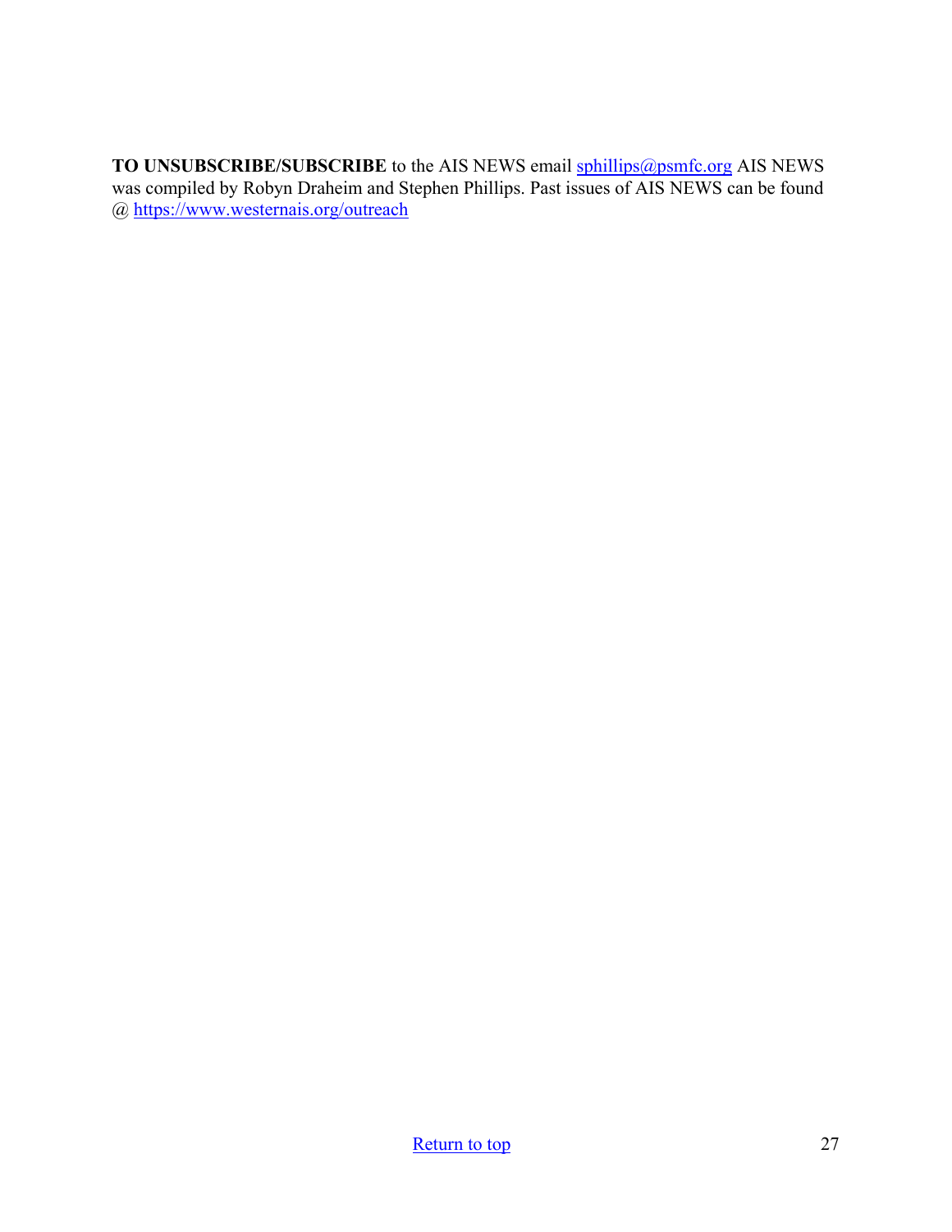**TO UNSUBSCRIBE/SUBSCRIBE** to the AIS NEWS email [sphillips@psmfc.org](mailto:sphillips@psmfc.org) AIS NEWS was compiled by Robyn Draheim and Stephen Phillips. Past issues of AIS NEWS can be found @ [https://www.westernais.org/outreach](https://www.westernais.org/outreach)

[Return to top](#)